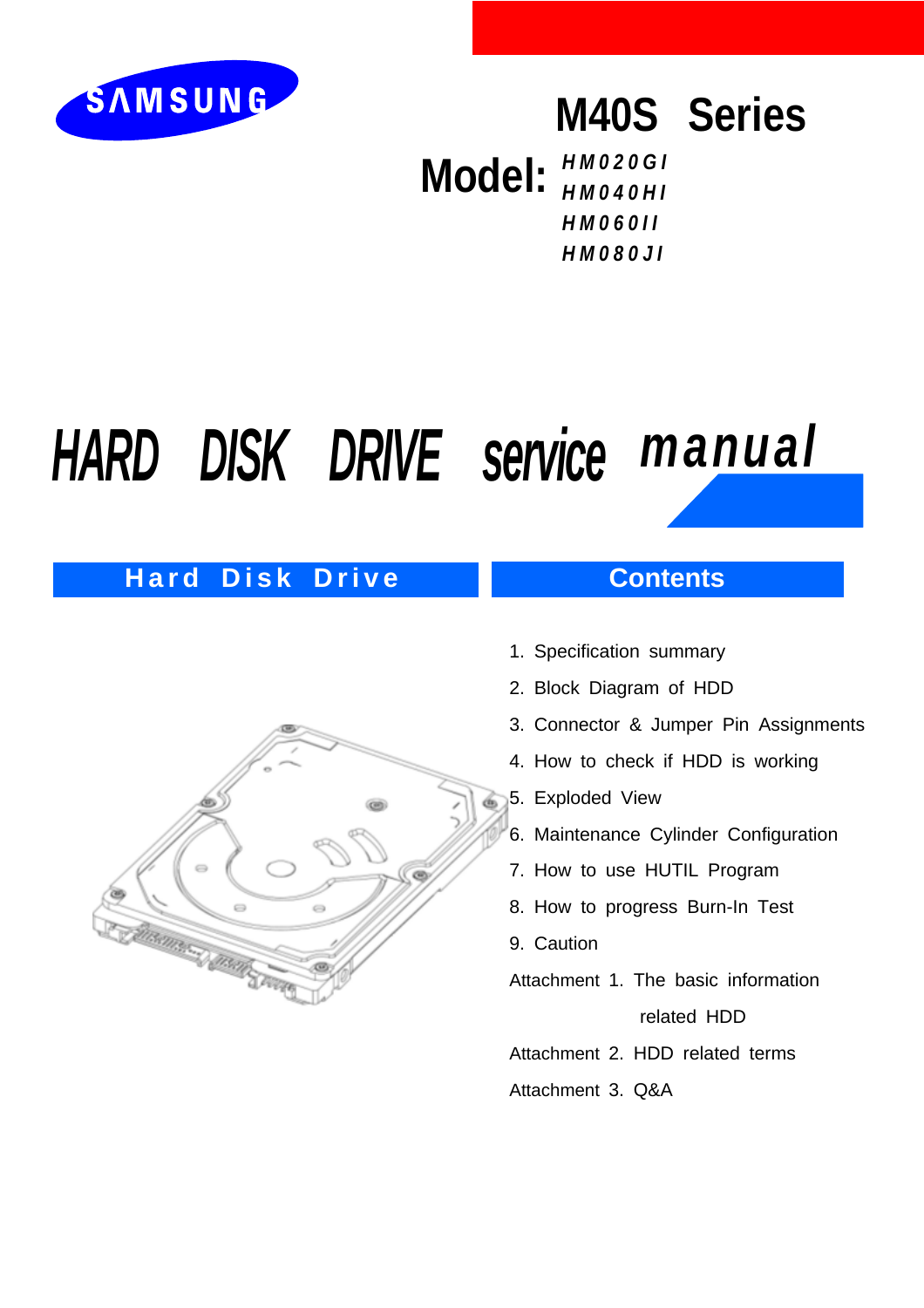SAMSUNG

# M40S Series

**Model:** ***HM020GI***
***HM040HI***
***HM060II***
***HM080JI***

# *HARD DISK DRIVE service manual*

## Hard Disk Drive

## Contents

1. Specification summary
2. Block Diagram of HDD
3. Connector & Jumper Pin Assignments
4. How to check if HDD is working
5. Exploded View
6. Maintenance Cylinder Configuration
7. How to use HUTIL Program
8. How to progress Burn-In Test
9. Caution

Attachment 1. The basic information related HDD

Attachment 2. HDD related terms

Attachment 3. Q&A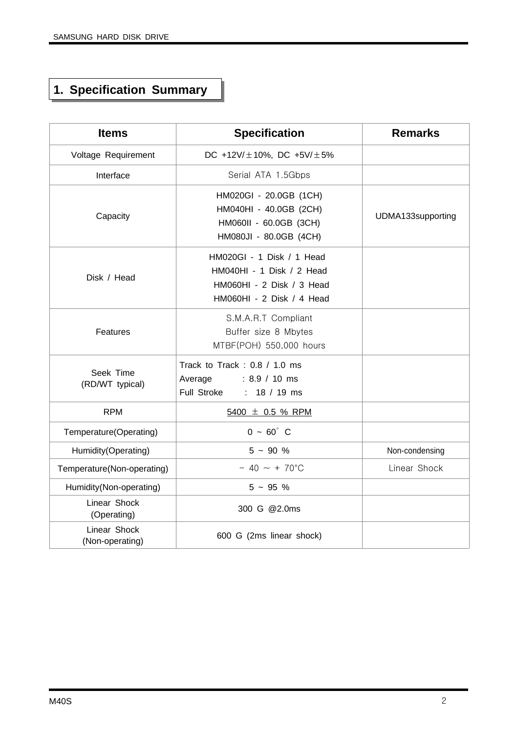# 1. Specification Summary

| Items | Specification | Remarks |
| --- | --- | --- |
| Voltage Requirement | DC +12V/±10%, DC +5V/±5% | |
| Interface | Serial ATA 1.5Gbps | |
| Capacity | HM020GI - 20.0GB (1CH)<br>HM040HI - 40.0GB (2CH)<br>HM060II - 60.0GB (3CH)<br>HM080JI - 80.0GB (4CH) | UDMA133supporting |
| Disk / Head | HM020GI - 1 Disk / 1 Head<br>HM040HI - 1 Disk / 2 Head<br>HM060HI - 2 Disk / 3 Head<br>HM060HI - 2 Disk / 4 Head | |
| Features | S.M.A.R.T Compliant<br>Buffer size 8 Mbytes<br>MTBF(POH) 550,000 hours | |
| Seek Time<br>(RD/WT typical) | Track to Track : 0.8 / 1.0 ms<br>Average : 8.9 / 10 ms<br>Full Stroke : 18 / 19 ms | |
| RPM | 5400 ± 0.5 % RPM | |
| Temperature(Operating) | 0 ~ 60° C | |
| Humidity(Operating) | 5 ~ 90 % | Non-condensing |
| Temperature(Non-operating) | - 40 ~ + 70°C | Linear Shock |
| Humidity(Non-operating) | 5 ~ 95 % | |
| Linear Shock<br>(Operating) | 300 G @2.0ms | |
| Linear Shock<br>(Non-operating) | 600 G (2ms linear shock) | |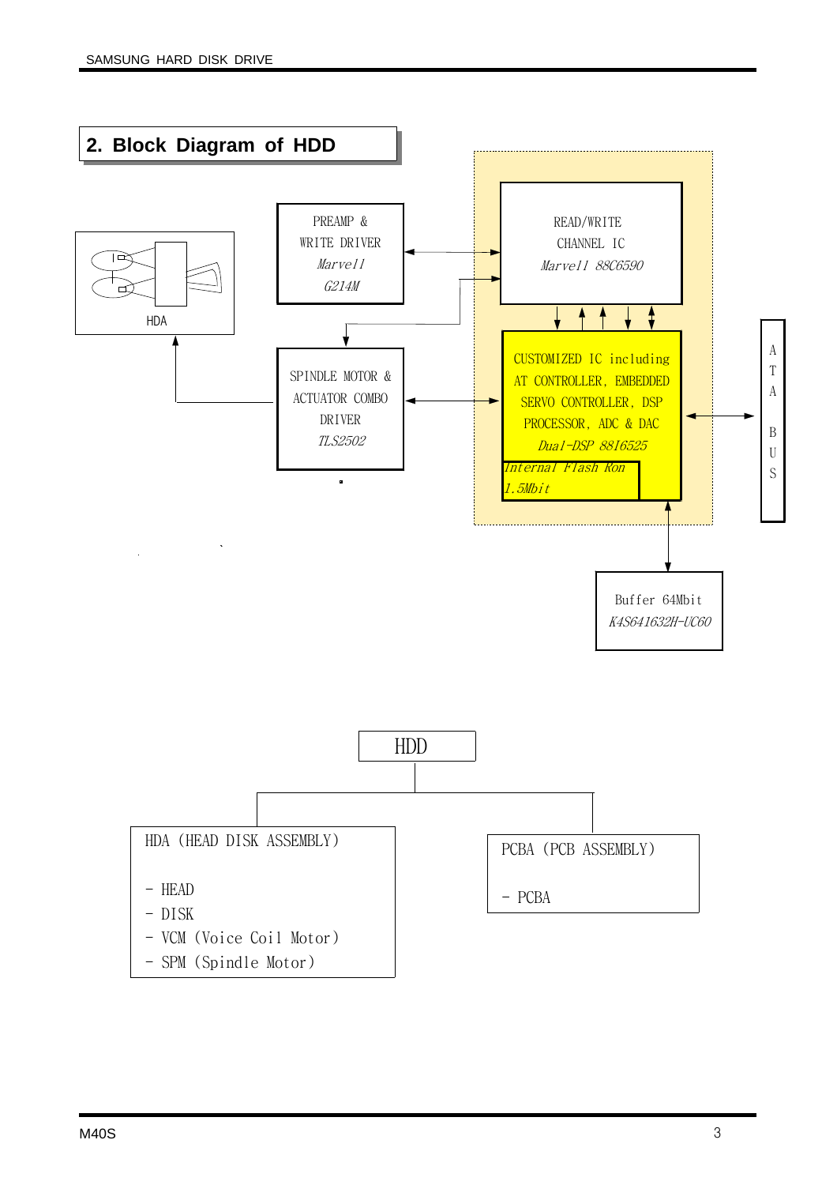## 2. Block Diagram of HDD

HDA

PREAMP &
WRITE DRIVER
*Marvell*
*G214M*

READ/WRITE
CHANNEL IC
*Marvell 88C6590*

SPINDLE MOTOR &
ACTUATOR COMBO
DRIVER
*TLS2502*

CUSTOMIZED IC including
AT CONTROLLER, EMBEDDED
SERVO CONTROLLER, DSP
PROCESSOR, ADC & DAC
*Dual-DSP 88I6525*
*Internal Flash Rom*
*1.5Mbit*

ATA BUS

Buffer 64Mbit
*K4S641632H-UC60*

HDD

HDA (HEAD DISK ASSEMBLY)

- HEAD
- DISK
- VCM (Voice Coil Motor)
- SPM (Spindle Motor)

PCBA (PCB ASSEMBLY)

- PCBA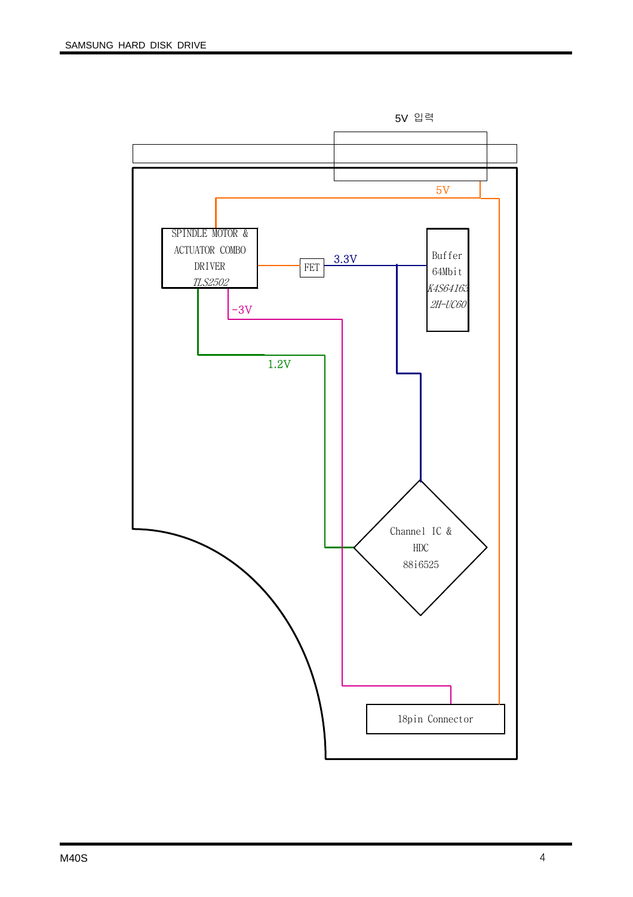5V 입력

5V

SPINDLE MOTOR & ACTUATOR COMBO DRIVER
*TLS2502*

FET

3.3V

Buffer
64Mbit
*K4S64163 2H-UC60*

-3V

1.2V

Channel IC & HDC
88i6525

18pin Connector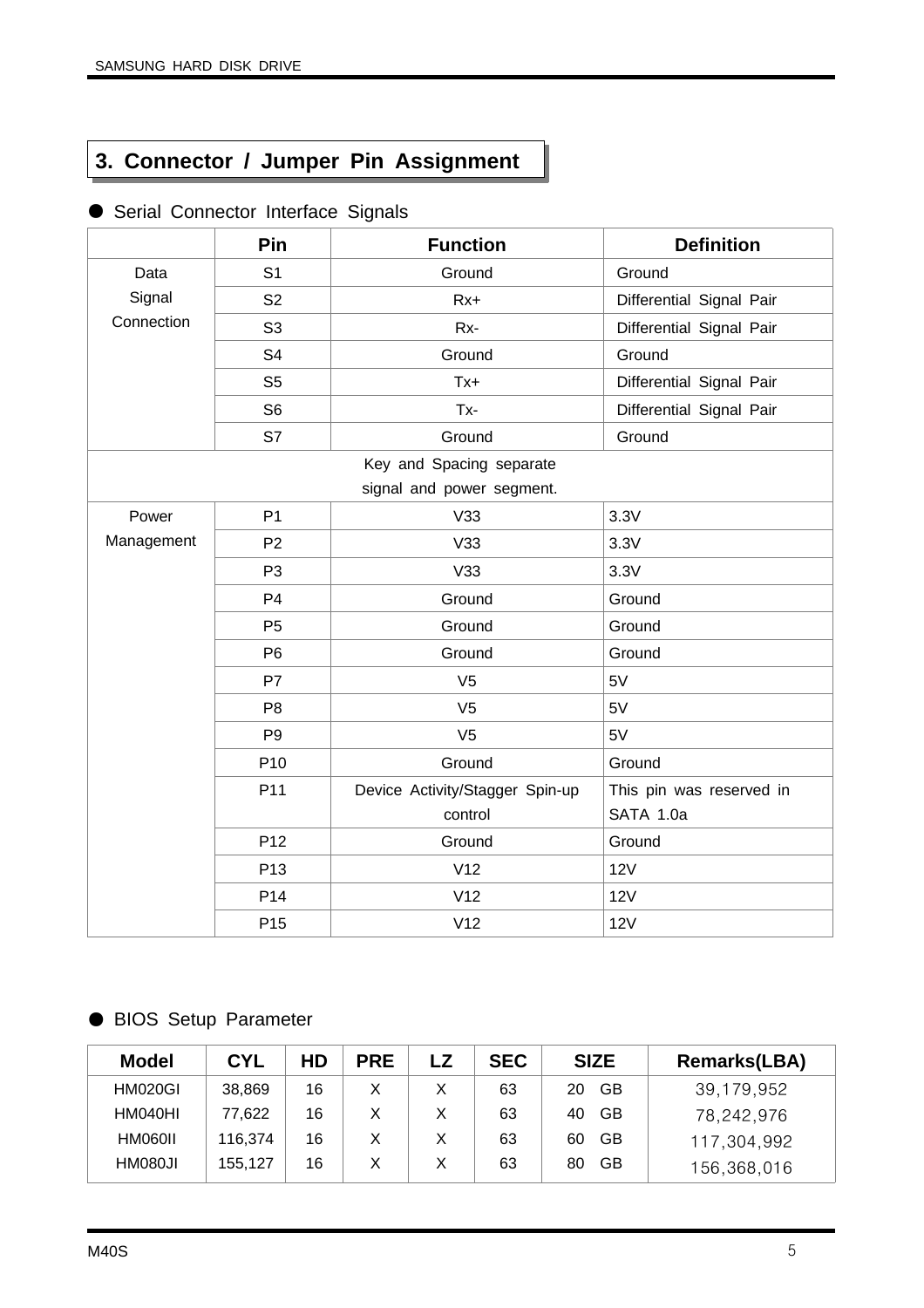## 3. Connector / Jumper Pin Assignment

● Serial Connector Interface Signals

| | Pin | Function | Definition |
|---|---|---|---|
| Data Signal Connection | S1 | Ground | Ground |
| | S2 | Rx+ | Differential Signal Pair |
| | S3 | Rx- | Differential Signal Pair |
| | S4 | Ground | Ground |
| | S5 | Tx+ | Differential Signal Pair |
| | S6 | Tx- | Differential Signal Pair |
| | S7 | Ground | Ground |
| Key and Spacing separate signal and power segment. | | | |
| Power Management | P1 | V33 | 3.3V |
| | P2 | V33 | 3.3V |
| | P3 | V33 | 3.3V |
| | P4 | Ground | Ground |
| | P5 | Ground | Ground |
| | P6 | Ground | Ground |
| | P7 | V5 | 5V |
| | P8 | V5 | 5V |
| | P9 | V5 | 5V |
| | P10 | Ground | Ground |
| | P11 | Device Activity/Stagger Spin-up control | This pin was reserved in SATA 1.0a |
| | P12 | Ground | Ground |
| | P13 | V12 | 12V |
| | P14 | V12 | 12V |
| | P15 | V12 | 12V |

● BIOS Setup Parameter

| Model | CYL | HD | PRE | LZ | SEC | SIZE | Remarks(LBA) |
|---|---|---|---|---|---|---|---|
| HM020GI | 38,869 | 16 | X | X | 63 | 20 GB | 39,179,952 |
| HM040HI | 77,622 | 16 | X | X | 63 | 40 GB | 78,242,976 |
| HM060II | 116,374 | 16 | X | X | 63 | 60 GB | 117,304,992 |
| HM080JI | 155,127 | 16 | X | X | 63 | 80 GB | 156,368,016 |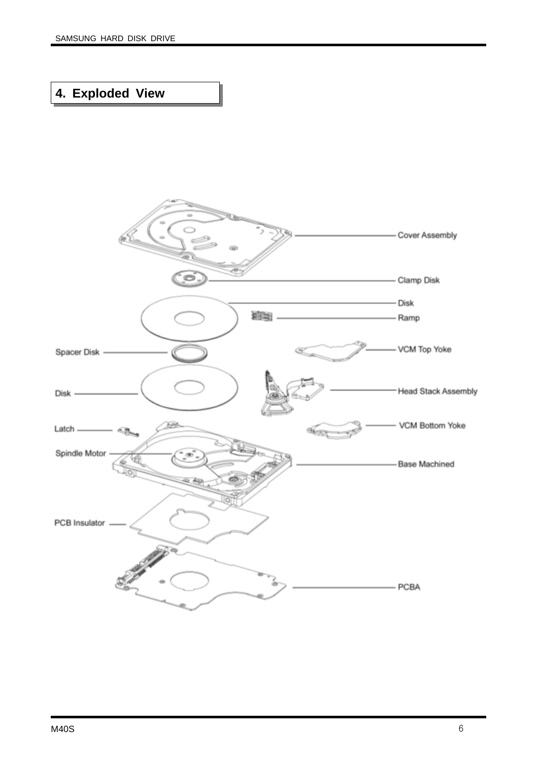## 4. Exploded View

Cover Assembly

Clamp Disk

Disk

Ramp

Spacer Disk

VCM Top Yoke

Disk

Head Stack Assembly

Latch

VCM Bottom Yoke

Spindle Motor

Base Machined

PCB Insulator

PCBA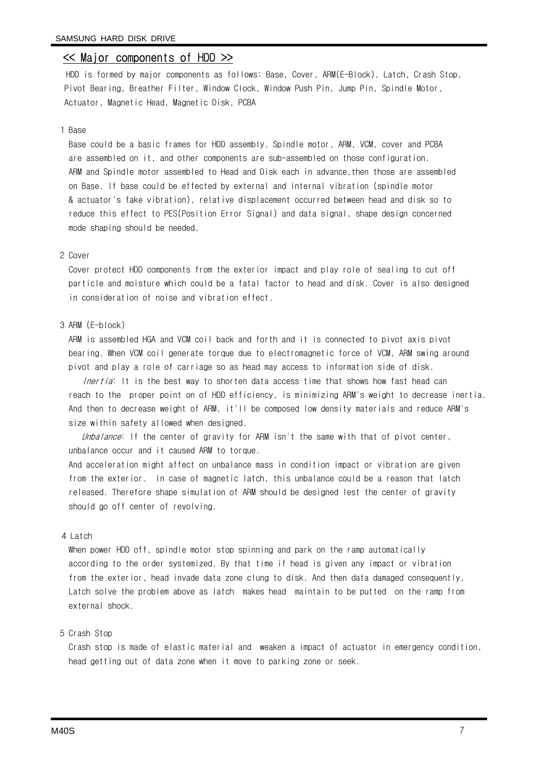## << Major components of HDD >>

HDD is formed by major components as follows: Base, Cover, ARM(E-Block), Latch, Crash Stop, Pivot Bearing, Breather Filter, Window Clock, Window Push Pin, Jump Pin, Spindle Motor, Actuator, Magnetic Head, Magnetic Disk, PCBA

### 1 Base

Base could be a basic frames for HDD assembly. Spindle motor, ARM, VCM, cover and PCBA are assembled on it, and other components are sub-assembled on those configuration. ARM and Spindle motor assembled to Head and Disk each in advance,then those are assembled on Base. If base could be effected by external and internal vibration (spindle motor & actuator's fake vibration), relative displacement occurred between head and disk so to reduce this effect to PES(Position Error Signal) and data signal, shape design concerned mode shaping should be needed.

### 2 Cover

Cover protect HDD components from the exterior impact and play role of sealing to cut off particle and moisture which could be a fatal factor to head and disk. Cover is also designed in consideration of noise and vibration effect.

### 3 ARM (E-block)

ARM is assembled HGA and VCM coil back and forth and it is connected to pivot axis pivot bearing. When VCM coil generate torque due to electromagnetic force of VCM, ARM swing around pivot and play a role of carriage so as head may access to information side of disk.

*Inertia*: It is the best way to shorten data access time that shows how fast head can reach to the proper point on of HDD efficiency, is minimizing ARM's weight to decrease inertia. And then to decrease weight of ARM, it'll be composed low density materials and reduce ARM's size within safety allowed when designed.

*Unbalance*: If the center of gravity for ARM isn't the same with that of pivot center, unbalance occur and it caused ARM to torque.

And acceleration might affect on unbalance mass in condition impact or vibration are given from the exterior. In case of magnetic latch, this unbalance could be a reason that latch released. Therefore shape simulation of ARM should be designed lest the center of gravity should go off center of revolving.

### 4 Latch

When power HDD off, spindle motor stop spinning and park on the ramp automatically according to the order systemized. By that time if head is given any impact or vibration from the exterior, head invade data zone clung to disk. And then data damaged consequently, Latch solve the problem above as latch makes head maintain to be putted on the ramp from external shock.

### 5 Crash Stop

Crash stop is made of elastic material and weaken a impact of actuator in emergency condition, head getting out of data zone when it move to parking zone or seek.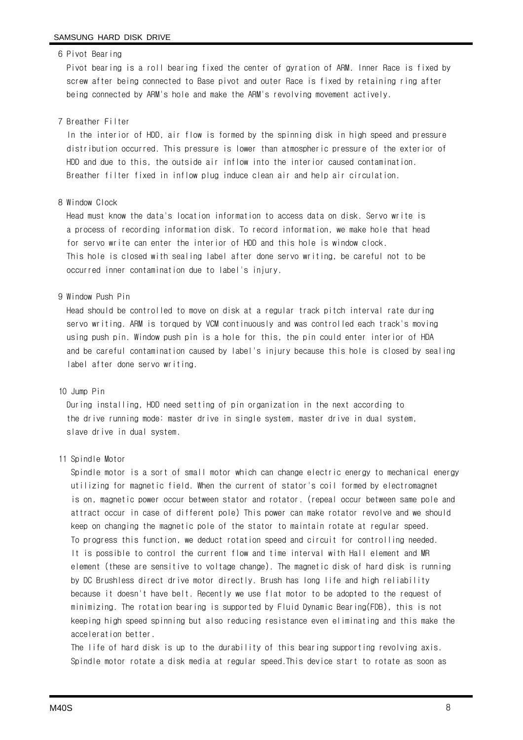6 Pivot Bearing

Pivot bearing is a roll bearing fixed the center of gyration of ARM. Inner Race is fixed by screw after being connected to Base pivot and outer Race is fixed by retaining ring after being connected by ARM's hole and make the ARM's revolving movement actively.

7 Breather Filter

In the interior of HDD, air flow is formed by the spinning disk in high speed and pressure distribution occurred. This pressure is lower than atmospheric pressure of the exterior of HDD and due to this, the outside air inflow into the interior caused contamination. Breather filter fixed in inflow plug induce clean air and help air circulation.

8 Window Clock

Head must know the data's location information to access data on disk. Servo write is a process of recording information disk. To record information, we make hole that head for servo write can enter the interior of HDD and this hole is window clock. This hole is closed with sealing label after done servo writing, be careful not to be occurred inner contamination due to label's injury.

9 Window Push Pin

Head should be controlled to move on disk at a regular track pitch interval rate during servo writing. ARM is torqued by VCM continuously and was controlled each track's moving using push pin. Window push pin is a hole for this, the pin could enter interior of HDA and be careful contamination caused by label's injury because this hole is closed by sealing label after done servo writing.

10 Jump Pin

During installing, HDD need setting of pin organization in the next according to the drive running mode: master drive in single system, master drive in dual system, slave drive in dual system.

11 Spindle Motor

Spindle motor is a sort of small motor which can change electric energy to mechanical energy utilizing for magnetic field. When the current of stator's coil formed by electromagnet is on, magnetic power occur between stator and rotator. (repeal occur between same pole and attract occur in case of different pole) This power can make rotator revolve and we should keep on changing the magnetic pole of the stator to maintain rotate at regular speed. To progress this function, we deduct rotation speed and circuit for controlling needed. It is possible to control the current flow and time interval with Hall element and MR element (these are sensitive to voltage change). The magnetic disk of hard disk is running by DC Brushless direct drive motor directly. Brush has long life and high reliability because it doesn't have belt. Recently we use flat motor to be adopted to the request of minimizing. The rotation bearing is supported by Fluid Dynamic Bearing(FDB), this is not keeping high speed spinning but also reducing resistance even eliminating and this make the acceleration better.

The life of hard disk is up to the durability of this bearing supporting revolving axis. Spindle motor rotate a disk media at regular speed.This device start to rotate as soon as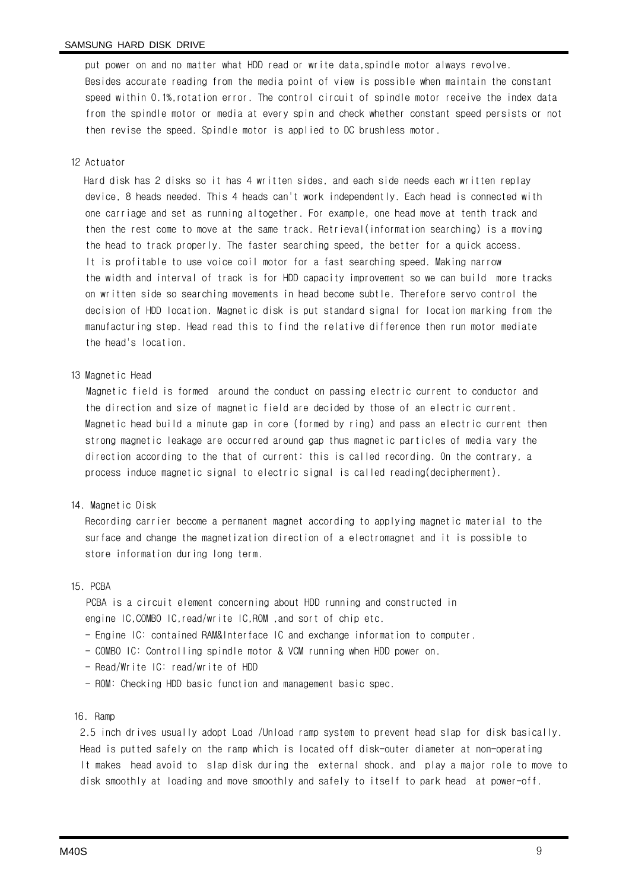put power on and no matter what HDD read or write data,spindle motor always revolve. Besides accurate reading from the media point of view is possible when maintain the constant speed within 0.1%,rotation error. The control circuit of spindle motor receive the index data from the spindle motor or media at every spin and check whether constant speed persists or not then revise the speed. Spindle motor is applied to DC brushless motor.

12 Actuator

Hard disk has 2 disks so it has 4 written sides, and each side needs each written replay device, 8 heads needed. This 4 heads can't work independently. Each head is connected with one carriage and set as running altogether. For example, one head move at tenth track and then the rest come to move at the same track. Retrieval(information searching) is a moving the head to track properly. The faster searching speed, the better for a quick access. It is profitable to use voice coil motor for a fast searching speed. Making narrow the width and interval of track is for HDD capacity improvement so we can build more tracks on written side so searching movements in head become subtle. Therefore servo control the decision of HDD location. Magnetic disk is put standard signal for location marking from the manufacturing step. Head read this to find the relative difference then run motor mediate the head's location.

13 Magnetic Head

Magnetic field is formed around the conduct on passing electric current to conductor and the direction and size of magnetic field are decided by those of an electric current. Magnetic head build a minute gap in core (formed by ring) and pass an electric current then strong magnetic leakage are occurred around gap thus magnetic particles of media vary the direction according to the that of current: this is called recording. On the contrary, a process induce magnetic signal to electric signal is called reading(decipherment).

14. Magnetic Disk

Recording carrier become a permanent magnet according to applying magnetic material to the surface and change the magnetization direction of a electromagnet and it is possible to store information during long term.

15. PCBA

PCBA is a circuit element concerning about HDD running and constructed in engine IC,COMBO IC,read/write IC,ROM ,and sort of chip etc.

- Engine IC: contained RAM&Interface IC and exchange information to computer.
- COMBO IC: Controlling spindle motor & VCM running when HDD power on.
- Read/Write IC: read/write of HDD
- ROM: Checking HDD basic function and management basic spec.

16. Ramp

2.5 inch drives usually adopt Load /Unload ramp system to prevent head slap for disk basically. Head is putted safely on the ramp which is located off disk-outer diameter at non-operating It makes head avoid to slap disk during the external shock. and play a major role to move to disk smoothly at loading and move smoothly and safely to itself to park head at power-off.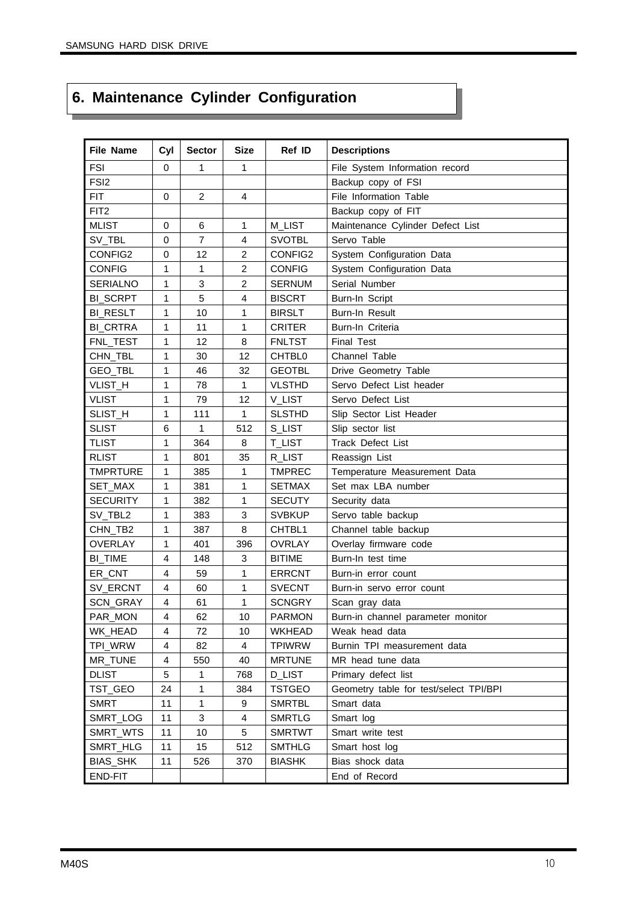# 6. Maintenance Cylinder Configuration

| File Name | Cyl | Sector | Size | Ref ID | Descriptions |
|---|---|---|---|---|---|
| FSI | 0 | 1 | 1 | | File System Information record |
| FSI2 | | | | | Backup copy of FSI |
| FIT | 0 | 2 | 4 | | File Information Table |
| FIT2 | | | | | Backup copy of FIT |
| MLIST | 0 | 6 | 1 | M_LIST | Maintenance Cylinder Defect List |
| SV_TBL | 0 | 7 | 4 | SVOTBL | Servo Table |
| CONFIG2 | 0 | 12 | 2 | CONFIG2 | System Configuration Data |
| CONFIG | 1 | 1 | 2 | CONFIG | System Configuration Data |
| SERIALNO | 1 | 3 | 2 | SERNUM | Serial Number |
| BI_SCRPT | 1 | 5 | 4 | BISCRT | Burn-In Script |
| BI_RESLT | 1 | 10 | 1 | BIRSLT | Burn-In Result |
| BI_CRTRA | 1 | 11 | 1 | CRITER | Burn-In Criteria |
| FNL_TEST | 1 | 12 | 8 | FNLTST | Final Test |
| CHN_TBL | 1 | 30 | 12 | CHTBL0 | Channel Table |
| GEO_TBL | 1 | 46 | 32 | GEOTBL | Drive Geometry Table |
| VLIST_H | 1 | 78 | 1 | VLSTHD | Servo Defect List header |
| VLIST | 1 | 79 | 12 | V_LIST | Servo Defect List |
| SLIST_H | 1 | 111 | 1 | SLSTHD | Slip Sector List Header |
| SLIST | 6 | 1 | 512 | S_LIST | Slip sector list |
| TLIST | 1 | 364 | 8 | T_LIST | Track Defect List |
| RLIST | 1 | 801 | 35 | R_LIST | Reassign List |
| TMPRTURE | 1 | 385 | 1 | TMPREC | Temperature Measurement Data |
| SET_MAX | 1 | 381 | 1 | SETMAX | Set max LBA number |
| SECURITY | 1 | 382 | 1 | SECUTY | Security data |
| SV_TBL2 | 1 | 383 | 3 | SVBKUP | Servo table backup |
| CHN_TB2 | 1 | 387 | 8 | CHTBL1 | Channel table backup |
| OVERLAY | 1 | 401 | 396 | OVRLAY | Overlay firmware code |
| BI_TIME | 4 | 148 | 3 | BITIME | Burn-In test time |
| ER_CNT | 4 | 59 | 1 | ERRCNT | Burn-in error count |
| SV_ERCNT | 4 | 60 | 1 | SVECNT | Burn-in servo error count |
| SCN_GRAY | 4 | 61 | 1 | SCNGRY | Scan gray data |
| PAR_MON | 4 | 62 | 10 | PARMON | Burn-in channel parameter monitor |
| WK_HEAD | 4 | 72 | 10 | WKHEAD | Weak head data |
| TPI_WRW | 4 | 82 | 4 | TPIWRW | Burnin TPI measurement data |
| MR_TUNE | 4 | 550 | 40 | MRTUNE | MR head tune data |
| DLIST | 5 | 1 | 768 | D_LIST | Primary defect list |
| TST_GEO | 24 | 1 | 384 | TSTGEO | Geometry table for test/select TPI/BPI |
| SMRT | 11 | 1 | 9 | SMRTBL | Smart data |
| SMRT_LOG | 11 | 3 | 4 | SMRTLG | Smart log |
| SMRT_WTS | 11 | 10 | 5 | SMRTWT | Smart write test |
| SMRT_HLG | 11 | 15 | 512 | SMTHLG | Smart host log |
| BIAS_SHK | 11 | 526 | 370 | BIASHK | Bias shock data |
| END-FIT | | | | | End of Record |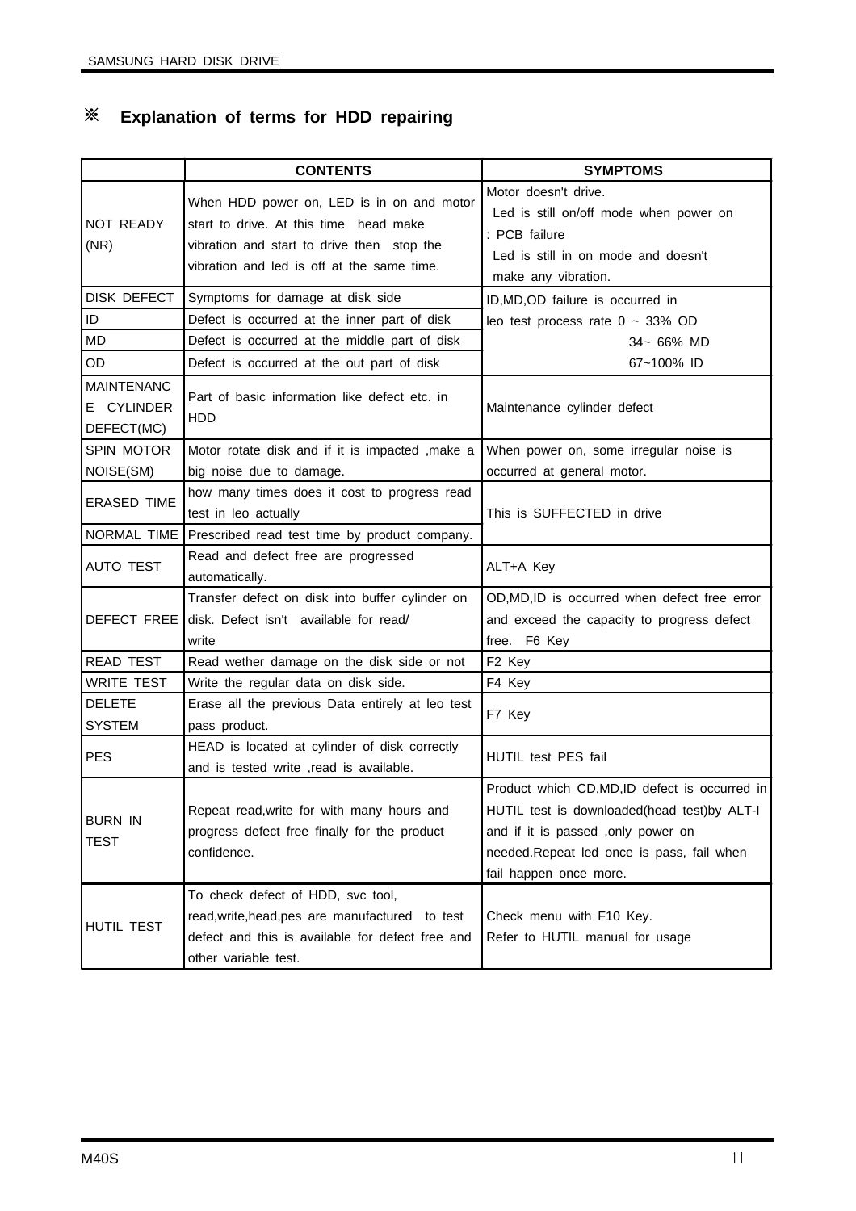## ※ Explanation of terms for HDD repairing

| | CONTENTS | SYMPTOMS |
|---|---|---|
| NOT READY (NR) | When HDD power on, LED is in on and motor start to drive. At this time head make vibration and start to drive then stop the vibration and led is off at the same time. | Motor doesn't drive.<br>Led is still on/off mode when power on<br>: PCB failure<br>Led is still in on mode and doesn't make any vibration. |
| DISK DEFECT | Symptoms for damage at disk side | ID,MD,OD failure is occurred in leo test process rate 0 ~ 33% OD<br>34~ 66% MD<br>67~100% ID |
| ID | Defect is occurred at the inner part of disk | |
| MD | Defect is occurred at the middle part of disk | |
| OD | Defect is occurred at the out part of disk | |
| MAINTENANCE CYLINDER DEFECT(MC) | Part of basic information like defect etc. in HDD | Maintenance cylinder defect |
| SPIN MOTOR NOISE(SM) | Motor rotate disk and if it is impacted ,make a big noise due to damage. | When power on, some irregular noise is occurred at general motor. |
| ERASED TIME | how many times does it cost to progress read test in leo actually | This is SUFFECTED in drive |
| NORMAL TIME | Prescribed read test time by product company. | |
| AUTO TEST | Read and defect free are progressed automatically. | ALT+A Key |
| DEFECT FREE | Transfer defect on disk into buffer cylinder on disk. Defect isn't available for read/ write | OD,MD,ID is occurred when defect free error and exceed the capacity to progress defect free. F6 Key |
| READ TEST | Read wether damage on the disk side or not | F2 Key |
| WRITE TEST | Write the regular data on disk side. | F4 Key |
| DELETE SYSTEM | Erase all the previous Data entirely at leo test pass product. | F7 Key |
| PES | HEAD is located at cylinder of disk correctly and is tested write ,read is available. | HUTIL test PES fail |
| BURN IN TEST | Repeat read,write for with many hours and progress defect free finally for the product confidence. | Product which CD,MD,ID defect is occurred in HUTIL test is downloaded(head test)by ALT-I and if it is passed ,only power on needed.Repeat led once is pass, fail when fail happen once more. |
| HUTIL TEST | To check defect of HDD, svc tool, read,write,head,pes are manufactured to test defect and this is available for defect free and other variable test. | Check menu with F10 Key.<br>Refer to HUTIL manual for usage |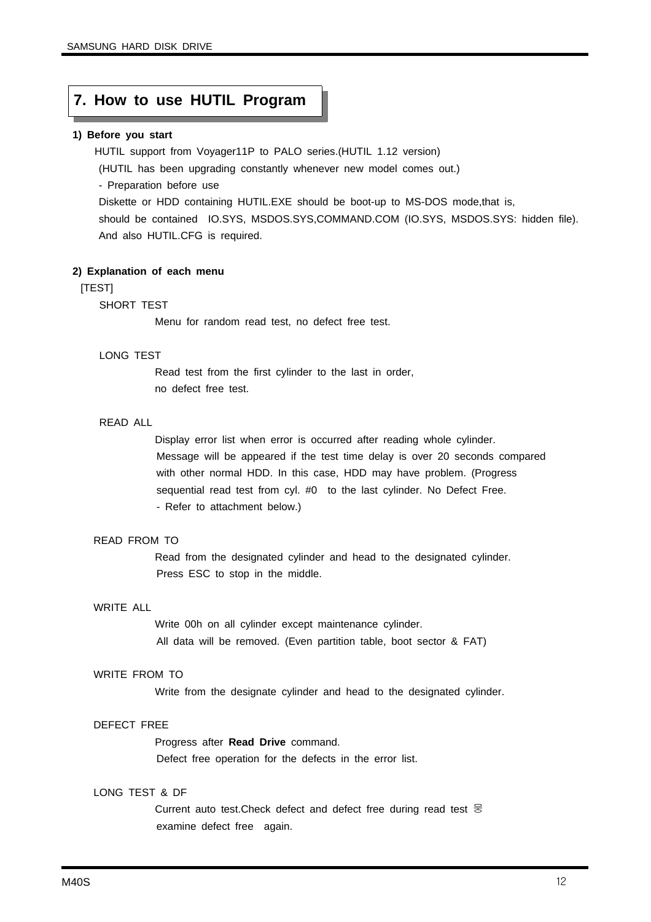# 7. How to use HUTIL Program

**1) Before you start**

HUTIL support from Voyager11P to PALO series.(HUTIL 1.12 version)

(HUTIL has been upgrading constantly whenever new model comes out.)

- Preparation before use

Diskette or HDD containing HUTIL.EXE should be boot-up to MS-DOS mode,that is, should be contained IO.SYS, MSDOS.SYS,COMMAND.COM (IO.SYS, MSDOS.SYS: hidden file). And also HUTIL.CFG is required.

**2) Explanation of each menu**

[TEST]

SHORT TEST

Menu for random read test, no defect free test.

LONG TEST

Read test from the first cylinder to the last in order, no defect free test.

READ ALL

Display error list when error is occurred after reading whole cylinder. Message will be appeared if the test time delay is over 20 seconds compared with other normal HDD. In this case, HDD may have problem. (Progress sequential read test from cyl. #0 to the last cylinder. No Defect Free.
- Refer to attachment below.)

READ FROM TO

Read from the designated cylinder and head to the designated cylinder. Press ESC to stop in the middle.

WRITE ALL

Write 00h on all cylinder except maintenance cylinder. All data will be removed. (Even partition table, boot sector & FAT)

WRITE FROM TO

Write from the designate cylinder and head to the designated cylinder.

DEFECT FREE

Progress after **Read Drive** command. Defect free operation for the defects in the error list.

LONG TEST & DF

Current auto test.Check defect and defect free during read test 물 examine defect free again.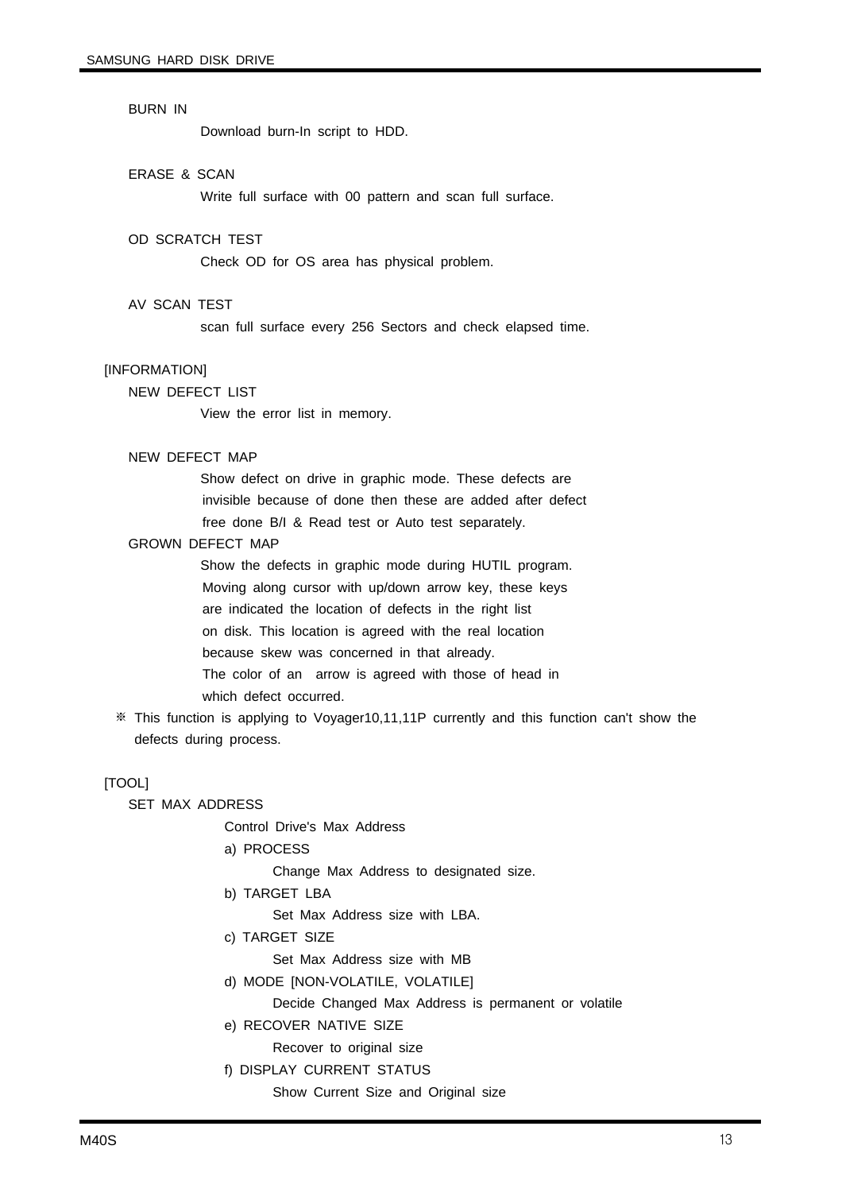BURN IN

Download burn-In script to HDD.

ERASE & SCAN

Write full surface with 00 pattern and scan full surface.

OD SCRATCH TEST

Check OD for OS area has physical problem.

AV SCAN TEST

scan full surface every 256 Sectors and check elapsed time.

[INFORMATION]

NEW DEFECT LIST

View the error list in memory.

NEW DEFECT MAP

Show defect on drive in graphic mode. These defects are invisible because of done then these are added after defect free done B/I & Read test or Auto test separately.

GROWN DEFECT MAP

Show the defects in graphic mode during HUTIL program. Moving along cursor with up/down arrow key, these keys are indicated the location of defects in the right list on disk. This location is agreed with the real location because skew was concerned in that already. The color of an arrow is agreed with those of head in which defect occurred.

※ This function is applying to Voyager10,11,11P currently and this function can't show the defects during process.

[TOOL]

SET MAX ADDRESS

Control Drive's Max Address

a) PROCESS

Change Max Address to designated size.

b) TARGET LBA

Set Max Address size with LBA.

c) TARGET SIZE

Set Max Address size with MB

d) MODE [NON-VOLATILE, VOLATILE]

Decide Changed Max Address is permanent or volatile

e) RECOVER NATIVE SIZE

Recover to original size

f) DISPLAY CURRENT STATUS

Show Current Size and Original size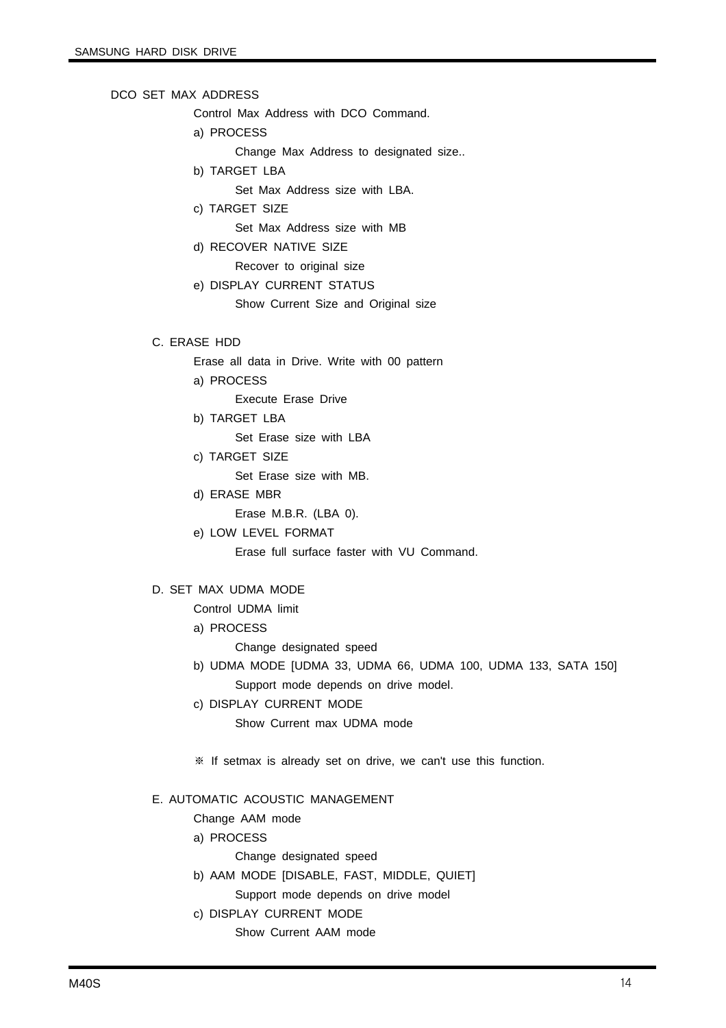DCO SET MAX ADDRESS

Control Max Address with DCO Command.

a) PROCESS

Change Max Address to designated size..

b) TARGET LBA

Set Max Address size with LBA.

c) TARGET SIZE

Set Max Address size with MB

d) RECOVER NATIVE SIZE

Recover to original size

e) DISPLAY CURRENT STATUS

Show Current Size and Original size

### C. ERASE HDD

Erase all data in Drive. Write with 00 pattern

a) PROCESS

Execute Erase Drive

b) TARGET LBA

Set Erase size with LBA

c) TARGET SIZE

Set Erase size with MB.

d) ERASE MBR

Erase M.B.R. (LBA 0).

e) LOW LEVEL FORMAT

Erase full surface faster with VU Command.

### D. SET MAX UDMA MODE

Control UDMA limit

a) PROCESS

Change designated speed

b) UDMA MODE [UDMA 33, UDMA 66, UDMA 100, UDMA 133, SATA 150]

Support mode depends on drive model.

c) DISPLAY CURRENT MODE

Show Current max UDMA mode

※ If setmax is already set on drive, we can't use this function.

### E. AUTOMATIC ACOUSTIC MANAGEMENT

Change AAM mode

a) PROCESS

Change designated speed

b) AAM MODE [DISABLE, FAST, MIDDLE, QUIET]

Support mode depends on drive model

c) DISPLAY CURRENT MODE

Show Current AAM mode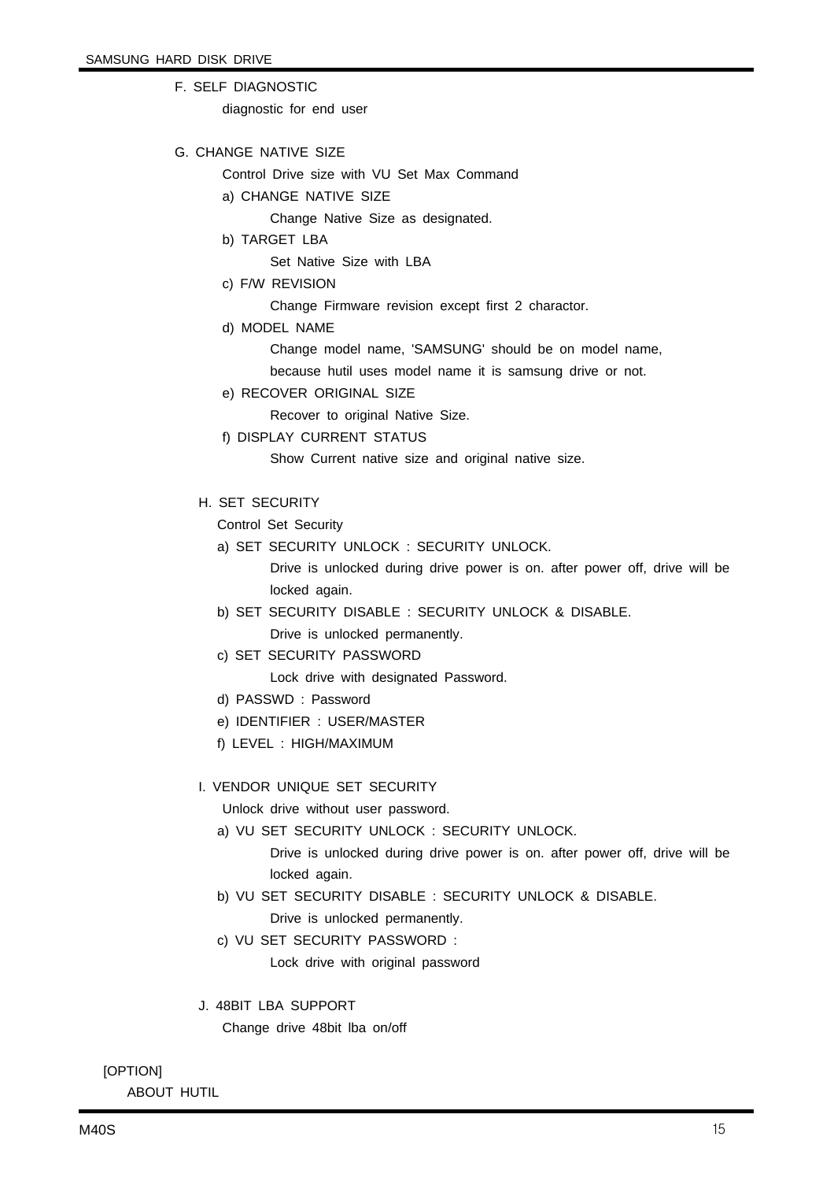F. SELF DIAGNOSTIC

diagnostic for end user

G. CHANGE NATIVE SIZE

Control Drive size with VU Set Max Command

a) CHANGE NATIVE SIZE

Change Native Size as designated.

b) TARGET LBA

Set Native Size with LBA

c) F/W REVISION

Change Firmware revision except first 2 charactor.

d) MODEL NAME

Change model name, 'SAMSUNG' should be on model name, because hutil uses model name it is samsung drive or not.

e) RECOVER ORIGINAL SIZE

Recover to original Native Size.

f) DISPLAY CURRENT STATUS

Show Current native size and original native size.

H. SET SECURITY

Control Set Security

a) SET SECURITY UNLOCK : SECURITY UNLOCK.

Drive is unlocked during drive power is on. after power off, drive will be locked again.

b) SET SECURITY DISABLE : SECURITY UNLOCK & DISABLE.

Drive is unlocked permanently.

c) SET SECURITY PASSWORD

Lock drive with designated Password.

d) PASSWD : Password

e) IDENTIFIER : USER/MASTER

f) LEVEL : HIGH/MAXIMUM

I. VENDOR UNIQUE SET SECURITY

Unlock drive without user password.

a) VU SET SECURITY UNLOCK : SECURITY UNLOCK.

Drive is unlocked during drive power is on. after power off, drive will be locked again.

b) VU SET SECURITY DISABLE : SECURITY UNLOCK & DISABLE.

Drive is unlocked permanently.

c) VU SET SECURITY PASSWORD :

Lock drive with original password

J. 48BIT LBA SUPPORT

Change drive 48bit lba on/off

[OPTION]

ABOUT HUTIL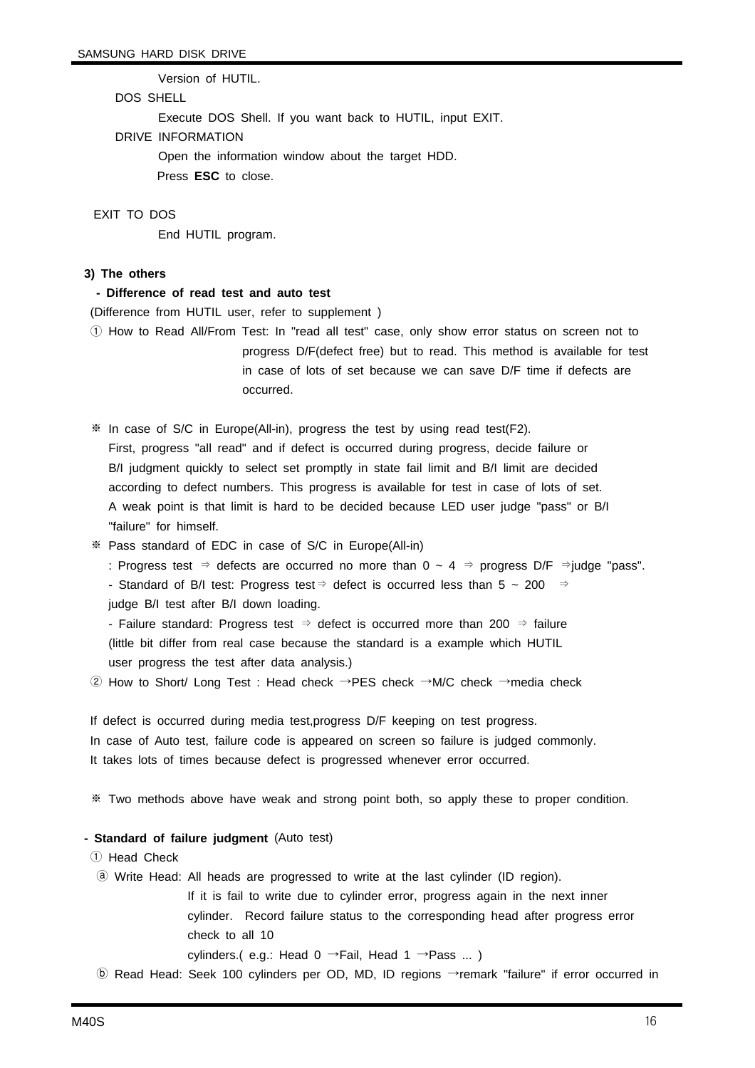Version of HUTIL.

DOS SHELL

Execute DOS Shell. If you want back to HUTIL, input EXIT.

DRIVE INFORMATION

Open the information window about the target HDD.
Press **ESC** to close.

EXIT TO DOS

End HUTIL program.

**3) The others**

**- Difference of read test and auto test**

(Difference from HUTIL user, refer to supplement )

① How to Read All/From Test: In "read all test" case, only show error status on screen not to progress D/F(defect free) but to read. This method is available for test in case of lots of set because we can save D/F time if defects are occurred.

※ In case of S/C in Europe(All-in), progress the test by using read test(F2). First, progress "all read" and if defect is occurred during progress, decide failure or B/I judgment quickly to select set promptly in state fail limit and B/I limit are decided according to defect numbers. This progress is available for test in case of lots of set. A weak point is that limit is hard to be decided because LED user judge "pass" or B/I "failure" for himself.

※ Pass standard of EDC in case of S/C in Europe(All-in)

: Progress test ⇒ defects are occurred no more than 0 ~ 4 ⇒ progress D/F ⇒judge "pass".

- Standard of B/I test: Progress test⇒ defect is occurred less than 5 ~ 200 ⇒ judge B/I test after B/I down loading.

- Failure standard: Progress test ⇒ defect is occurred more than 200 ⇒ failure (little bit differ from real case because the standard is a example which HUTIL user progress the test after data analysis.)

② How to Short/ Long Test : Head check →PES check →M/C check →media check

If defect is occurred during media test,progress D/F keeping on test progress.
In case of Auto test, failure code is appeared on screen so failure is judged commonly.
It takes lots of times because defect is progressed whenever error occurred.

※ Two methods above have weak and strong point both, so apply these to proper condition.

**- Standard of failure judgment** (Auto test)

① Head Check

ⓐ Write Head: All heads are progressed to write at the last cylinder (ID region). If it is fail to write due to cylinder error, progress again in the next inner cylinder. Record failure status to the corresponding head after progress error check to all 10 cylinders.( e.g.: Head 0 →Fail, Head 1 →Pass ... )

ⓑ Read Head: Seek 100 cylinders per OD, MD, ID regions →remark "failure" if error occurred in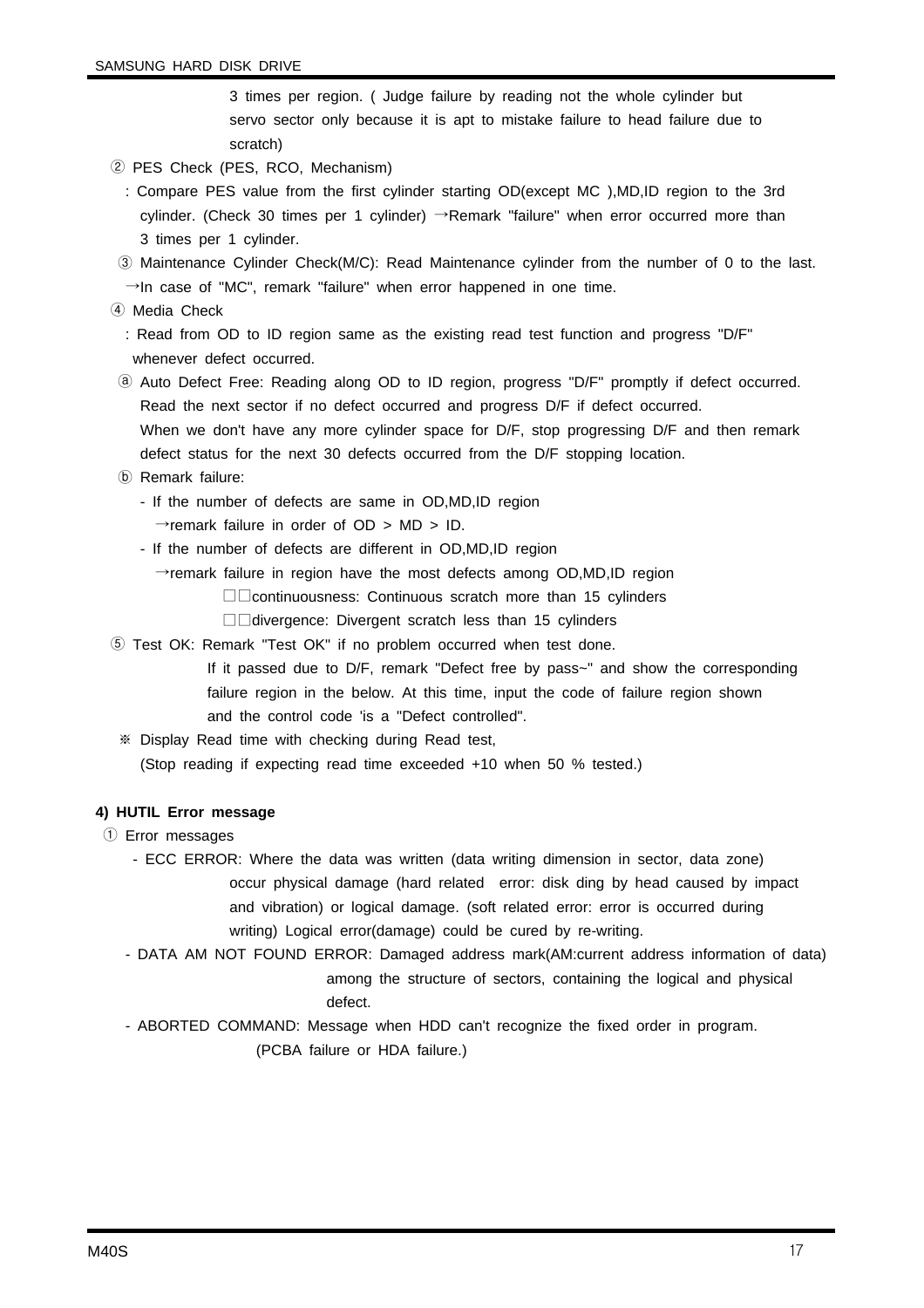3 times per region. ( Judge failure by reading not the whole cylinder but servo sector only because it is apt to mistake failure to head failure due to scratch)

② PES Check (PES, RCO, Mechanism)

: Compare PES value from the first cylinder starting OD(except MC ),MD,ID region to the 3rd cylinder. (Check 30 times per 1 cylinder) →Remark "failure" when error occurred more than 3 times per 1 cylinder.

③ Maintenance Cylinder Check(M/C): Read Maintenance cylinder from the number of 0 to the last. →In case of "MC", remark "failure" when error happened in one time.

④ Media Check

: Read from OD to ID region same as the existing read test function and progress "D/F" whenever defect occurred.

ⓐ Auto Defect Free: Reading along OD to ID region, progress "D/F" promptly if defect occurred. Read the next sector if no defect occurred and progress D/F if defect occurred. When we don't have any more cylinder space for D/F, stop progressing D/F and then remark defect status for the next 30 defects occurred from the D/F stopping location.

ⓑ Remark failure:

- If the number of defects are same in OD,MD,ID region
  →remark failure in order of OD > MD > ID.
- If the number of defects are different in OD,MD,ID region
  →remark failure in region have the most defects among OD,MD,ID region
  □□continuousness: Continuous scratch more than 15 cylinders
  □□divergence: Divergent scratch less than 15 cylinders

⑤ Test OK: Remark "Test OK" if no problem occurred when test done.
If it passed due to D/F, remark "Defect free by pass~" and show the corresponding failure region in the below. At this time, input the code of failure region shown and the control code 'is a "Defect controlled".

※ Display Read time with checking during Read test,
(Stop reading if expecting read time exceeded +10 when 50 % tested.)

**4) HUTIL Error message**

① Error messages

- ECC ERROR: Where the data was written (data writing dimension in sector, data zone) occur physical damage (hard related error: disk ding by head caused by impact and vibration) or logical damage. (soft related error: error is occurred during writing) Logical error(damage) could be cured by re-writing.
- DATA AM NOT FOUND ERROR: Damaged address mark(AM:current address information of data) among the structure of sectors, containing the logical and physical defect.
- ABORTED COMMAND: Message when HDD can't recognize the fixed order in program. (PCBA failure or HDA failure.)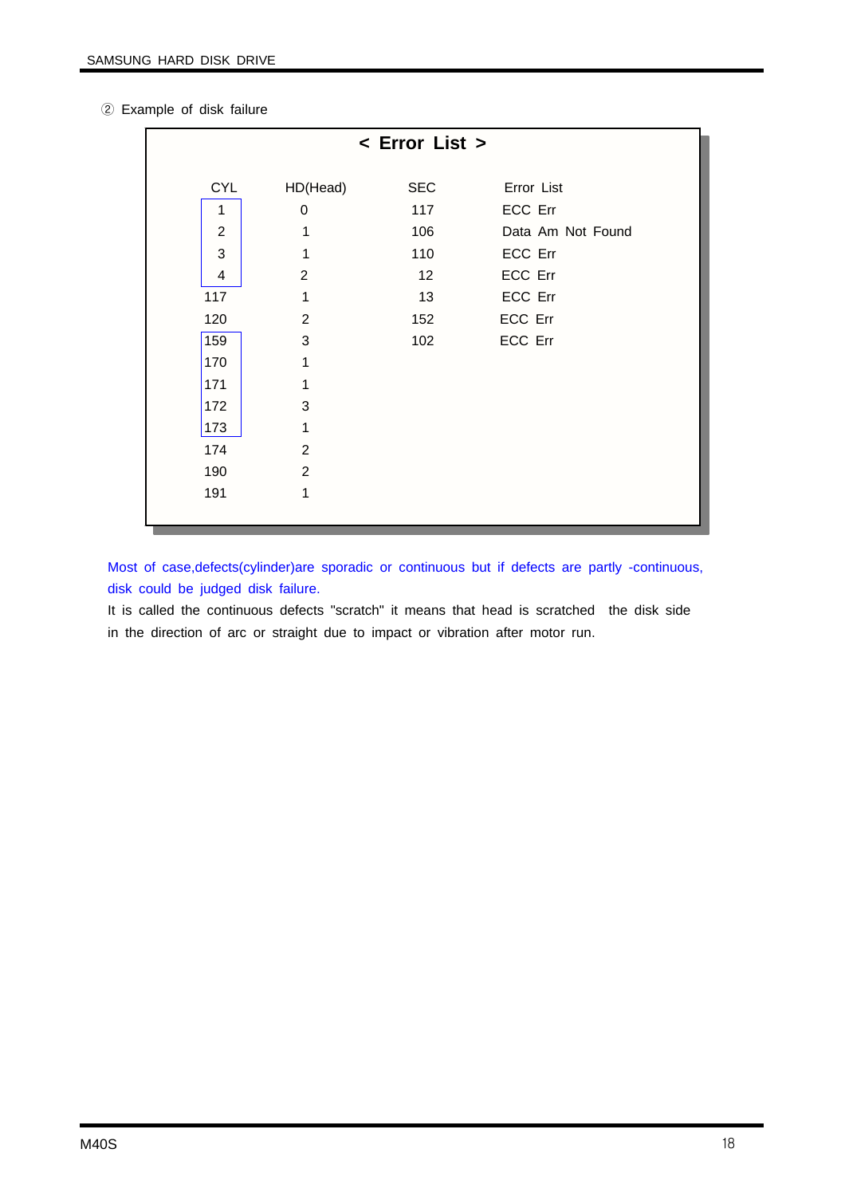② Example of disk failure

**< Error List >**

| CYL | HD(Head) | SEC | Error List |
|---|---|---|---|
| 1 | 0 | 117 | ECC Err |
| 2 | 1 | 106 | Data Am Not Found |
| 3 | 1 | 110 | ECC Err |
| 4 | 2 | 12 | ECC Err |
| 117 | 1 | 13 | ECC Err |
| 120 | 2 | 152 | ECC Err |
| 159 | 3 | 102 | ECC Err |
| 170 | 1 | | |
| 171 | 1 | | |
| 172 | 3 | | |
| 173 | 1 | | |
| 174 | 2 | | |
| 190 | 2 | | |
| 191 | 1 | | |

Most of case,defects(cylinder)are sporadic or continuous but if defects are partly -continuous, disk could be judged disk failure.

It is called the continuous defects "scratch" it means that head is scratched the disk side in the direction of arc or straight due to impact or vibration after motor run.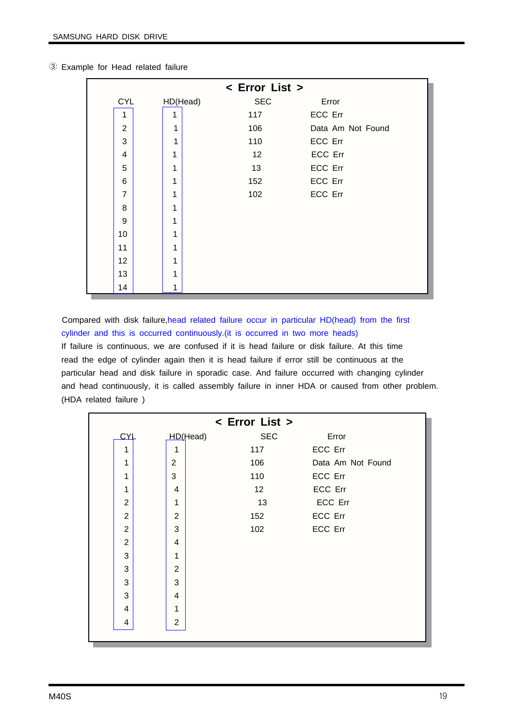③ Example for Head related failure

< Error List >

| CYL | HD(Head) | SEC | Error |
|---|---|---|---|
| 1 | 1 | 117 | ECC Err |
| 2 | 1 | 106 | Data Am Not Found |
| 3 | 1 | 110 | ECC Err |
| 4 | 1 | 12 | ECC Err |
| 5 | 1 | 13 | ECC Err |
| 6 | 1 | 152 | ECC Err |
| 7 | 1 | 102 | ECC Err |
| 8 | 1 | | |
| 9 | 1 | | |
| 10 | 1 | | |
| 11 | 1 | | |
| 12 | 1 | | |
| 13 | 1 | | |
| 14 | 1 | | |

Compared with disk failure,head related failure occur in particular HD(head) from the first cylinder and this is occurred continuously.(it is occurred in two more heads)
If failure is continuous, we are confused if it is head failure or disk failure. At this time read the edge of cylinder again then it is head failure if error still be continuous at the particular head and disk failure in sporadic case. And failure occurred with changing cylinder and head continuously, it is called assembly failure in inner HDA or caused from other problem. (HDA related failure )

< Error List >

| CYL | HD(Head) | SEC | Error |
|---|---|---|---|
| 1 | 1 | 117 | ECC Err |
| 1 | 2 | 106 | Data Am Not Found |
| 1 | 3 | 110 | ECC Err |
| 1 | 4 | 12 | ECC Err |
| 2 | 1 | 13 | ECC Err |
| 2 | 2 | 152 | ECC Err |
| 2 | 3 | 102 | ECC Err |
| 2 | 4 | | |
| 3 | 1 | | |
| 3 | 2 | | |
| 3 | 3 | | |
| 3 | 4 | | |
| 4 | 1 | | |
| 4 | 2 | | |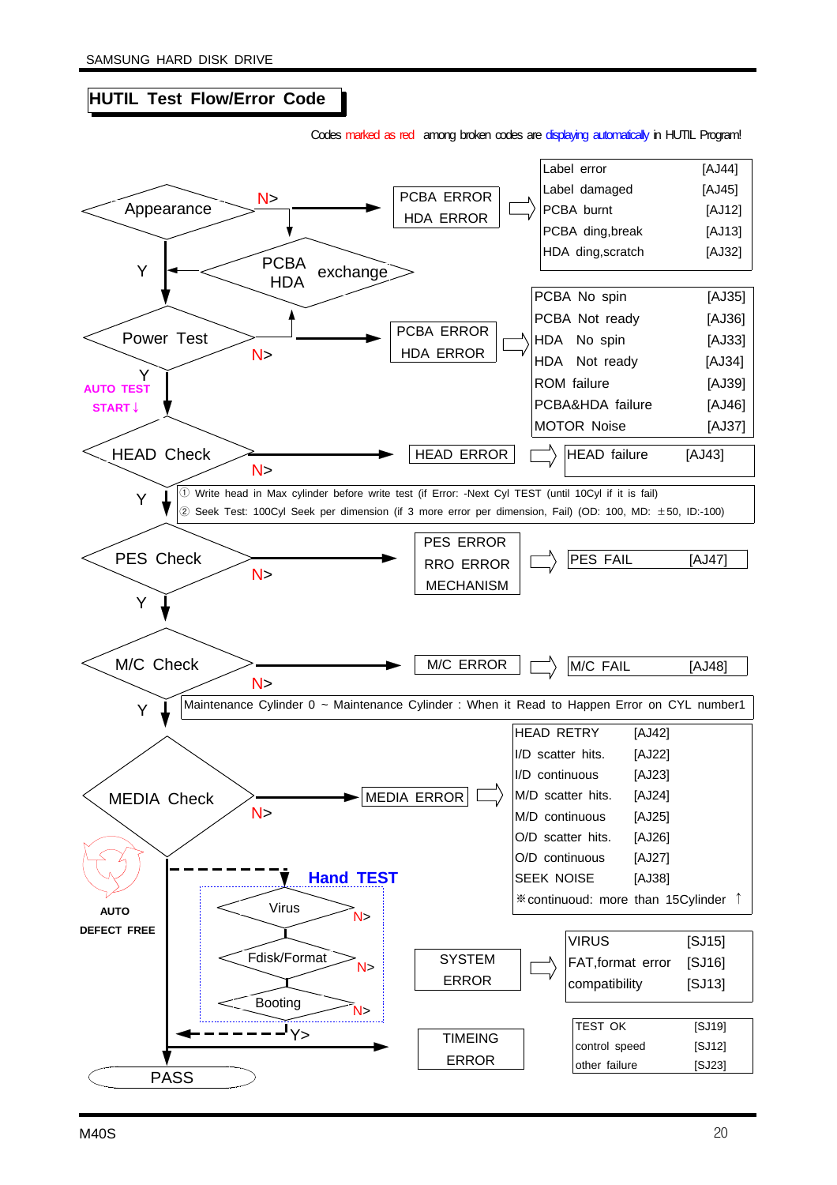## HUTIL Test Flow/Error Code

Codes marked as red among broken codes are displaying automatically in HUTIL Program!

**Appearance** — N> PCBA ERROR / HDA ERROR →

| Error | Code |
|---|---|
| Label error | [AJ44] |
| Label damaged | [AJ45] |
| PCBA burnt | [AJ12] |
| PCBA ding,break | [AJ13] |
| HDA ding,scratch | [AJ32] |

PCBA / HDA exchange

Y ↓

**Power Test** — N> PCBA ERROR / HDA ERROR →

| Error | Code |
|---|---|
| PCBA No spin | [AJ35] |
| PCBA Not ready | [AJ36] |
| HDA No spin | [AJ33] |
| HDA Not ready | [AJ34] |
| ROM failure | [AJ39] |
| PCBA&HDA failure | [AJ46] |
| MOTOR Noise | [AJ37] |

Y ↓ AUTO TEST START ↓

**HEAD Check** — N> HEAD ERROR →

| Error | Code |
|---|---|
| HEAD failure | [AJ43] |

① Write head in Max cylinder before write test (if Error: -Next Cyl TEST (until 10Cyl if it is fail)
② Seek Test: 100Cyl Seek per dimension (if 3 more error per dimension, Fail) (OD: 100, MD: ±50, ID:-100)

Y ↓

**PES Check** — N> PES ERROR / RRO ERROR / MECHANISM →

| Error | Code |
|---|---|
| PES FAIL | [AJ47] |

Y ↓

**M/C Check** — N> M/C ERROR →

| Error | Code |
|---|---|
| M/C FAIL | [AJ48] |

Maintenance Cylinder 0 ~ Maintenance Cylinder : When it Read to Happen Error on CYL number1

Y ↓

**MEDIA Check** — N> MEDIA ERROR →

| Error | Code |
|---|---|
| HEAD RETRY | [AJ42] |
| I/D scatter hits. | [AJ22] |
| I/D continuous | [AJ23] |
| M/D scatter hits. | [AJ24] |
| M/D continuous | [AJ25] |
| O/D scatter hits. | [AJ26] |
| O/D continuous | [AJ27] |
| SEEK NOISE | [AJ38] |

※continuoud: more than 15Cylinder ↑

AUTO DEFECT FREE

**Hand TEST**

- Virus — N>
- Fdisk/Format — N>
- Booting — N>
- Y>

SYSTEM ERROR →

| Error | Code |
|---|---|
| VIRUS | [SJ15] |
| FAT,format error | [SJ16] |
| compatibility | [SJ13] |

TIMEING ERROR

| Result | Code |
|---|---|
| TEST OK | [SJ19] |
| control speed | [SJ12] |
| other failure | [SJ23] |

**PASS**

M40S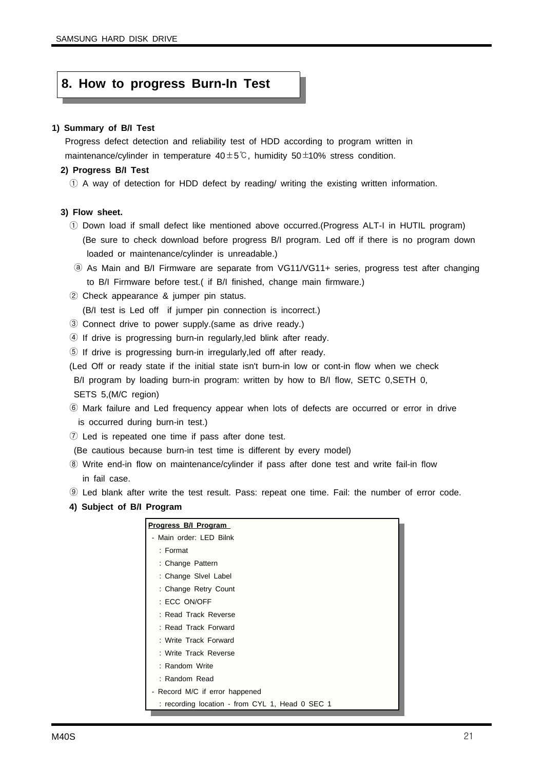## 8. How to progress Burn-In Test

**1) Summary of B/I Test**

Progress defect detection and reliability test of HDD according to program written in maintenance/cylinder in temperature 40±5℃, humidity 50±10% stress condition.

**2) Progress B/I Test**

① A way of detection for HDD defect by reading/ writing the existing written information.

**3) Flow sheet.**

① Down load if small defect like mentioned above occurred.(Progress ALT-I in HUTIL program) (Be sure to check download before progress B/I program. Led off if there is no program down loaded or maintenance/cylinder is unreadable.)

ⓐ As Main and B/I Firmware are separate from VG11/VG11+ series, progress test after changing to B/I Firmware before test.( if B/I finished, change main firmware.)

② Check appearance & jumper pin status.
(B/I test is Led off if jumper pin connection is incorrect.)

③ Connect drive to power supply.(same as drive ready.)

④ If drive is progressing burn-in regularly,led blink after ready.

⑤ If drive is progressing burn-in irregularly,led off after ready.

(Led Off or ready state if the initial state isn't burn-in low or cont-in flow when we check B/I program by loading burn-in program: written by how to B/I flow, SETC 0,SETH 0, SETS 5,(M/C region)

⑥ Mark failure and Led frequency appear when lots of defects are occurred or error in drive is occurred during burn-in test.)

⑦ Led is repeated one time if pass after done test.
(Be cautious because burn-in test time is different by every model)

⑧ Write end-in flow on maintenance/cylinder if pass after done test and write fail-in flow in fail case.

⑨ Led blank after write the test result. Pass: repeat one time. Fail: the number of error code.

**4) Subject of B/I Program**

**Progress B/I Program**

- Main order: LED Bilnk
  - : Format
  - : Change Pattern
  - : Change Slvel Label
  - : Change Retry Count
  - : ECC ON/OFF
  - : Read Track Reverse
  - : Read Track Forward
  - : Write Track Forward
  - : Write Track Reverse
  - : Random Write
  - : Random Read
- Record M/C if error happened
  - : recording location - from CYL 1, Head 0 SEC 1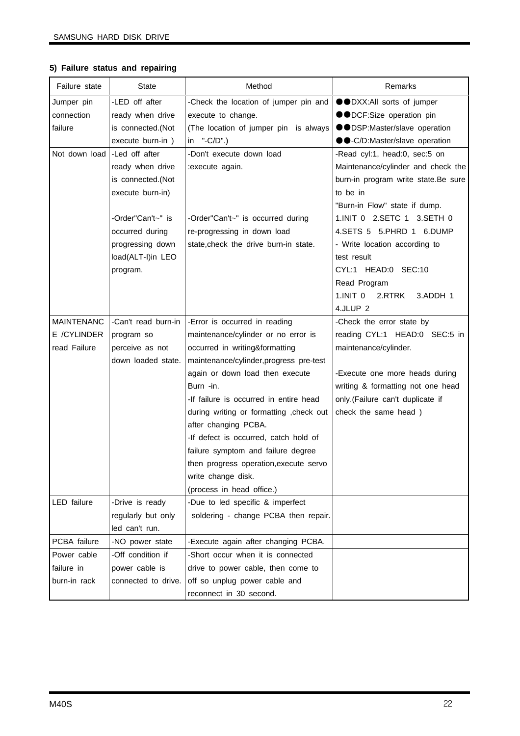#### 5) Failure status and repairing

| Failure state | State | Method | Remarks |
|---|---|---|---|
| Jumper pin connection failure | -LED off after ready when drive is connected.(Not execute burn-in ) | -Check the location of jumper pin and execute to change.<br>(The location of jumper pin is always in "-C/D".) | ●●DXX:All sorts of jumper<br>●●DCF:Size operation pin<br>●●DSP:Master/slave operation<br>●●-C/D:Master/slave operation |
| Not down load | -Led off after ready when drive is connected.(Not execute burn-in)<br><br>-Order"Can't~" is occurred during progressing down load(ALT-I)in LEO program. | -Don't execute down load :execute again.<br><br>-Order"Can't~" is occurred during re-progressing in down load state,check the drive burn-in state. | -Read cyl:1, head:0, sec:5 on Maintenance/cylinder and check the burn-in program write state.Be sure to be in "Burn-in Flow" state if dump.<br>1.INIT 0 2.SETC 1 3.SETH 0 4.SETS 5 5.PHRD 1 6.DUMP<br>- Write location according to test result<br>CYL:1 HEAD:0 SEC:10<br>Read Program<br>1.INIT 0 2.RTRK 3.ADDH 1 4.JLUP 2 |
| MAINTENANCE /CYLINDER read Failure | -Can't read burn-in program so perceive as not down loaded state. | -Error is occurred in reading maintenance/cylinder or no error is occurred in writing&formatting maintenance/cylinder,progress pre-test again or down load then execute Burn -in.<br>-If failure is occurred in entire head during writing or formatting ,check out after changing PCBA.<br>-If defect is occurred, catch hold of failure symptom and failure degree then progress operation,execute servo write change disk.<br>(process in head office.) | -Check the error state by reading CYL:1 HEAD:0 SEC:5 in maintenance/cylinder.<br><br>-Execute one more heads during writing & formatting not one head only.(Failure can't duplicate if check the same head ) |
| LED failure | -Drive is ready regularly but only led can't run. | -Due to led specific & imperfect soldering - change PCBA then repair. | |
| PCBA failure | -NO power state | -Execute again after changing PCBA. | |
| Power cable failure in burn-in rack | -Off condition if power cable is connected to drive. | -Short occur when it is connected drive to power cable, then come to off so unplug power cable and reconnect in 30 second. | |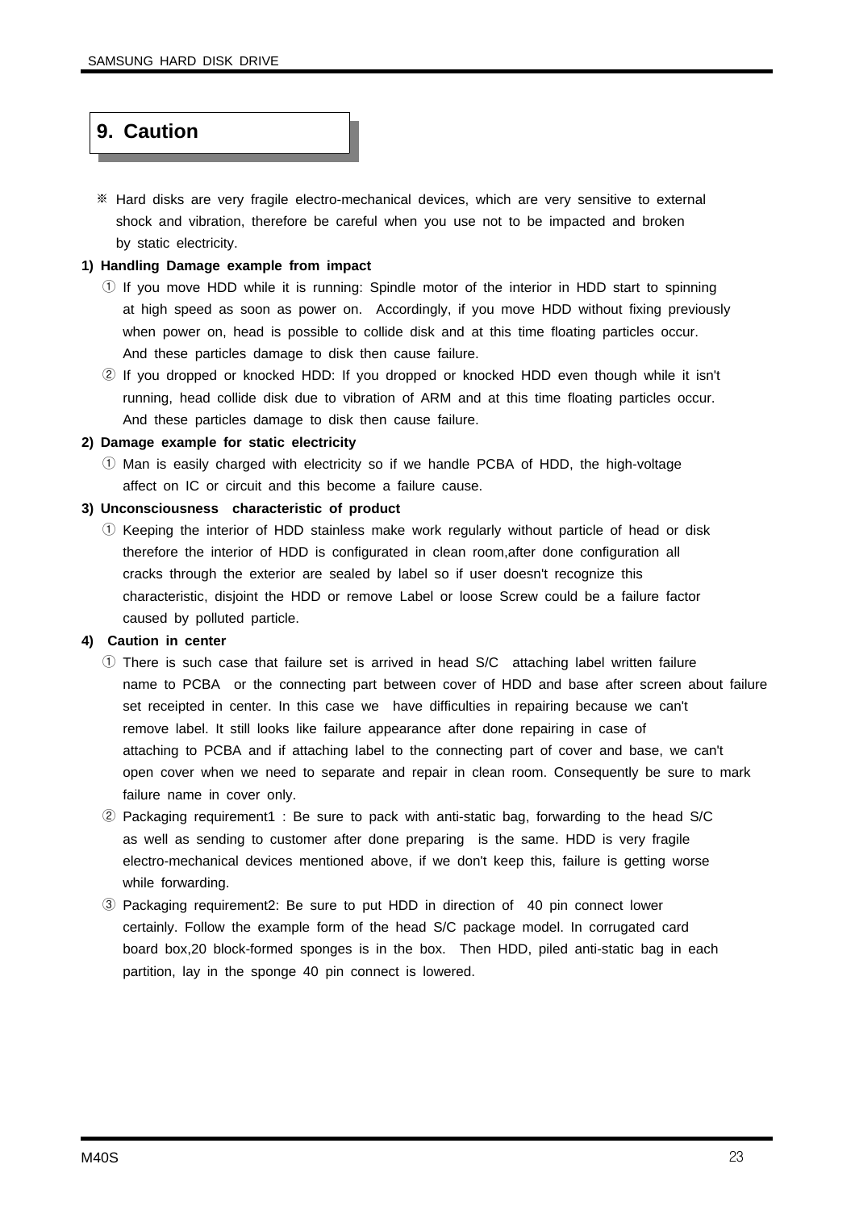# 9. Caution

※ Hard disks are very fragile electro-mechanical devices, which are very sensitive to external shock and vibration, therefore be careful when you use not to be impacted and broken by static electricity.

**1) Handling Damage example from impact**

① If you move HDD while it is running: Spindle motor of the interior in HDD start to spinning at high speed as soon as power on. Accordingly, if you move HDD without fixing previously when power on, head is possible to collide disk and at this time floating particles occur. And these particles damage to disk then cause failure.

② If you dropped or knocked HDD: If you dropped or knocked HDD even though while it isn't running, head collide disk due to vibration of ARM and at this time floating particles occur. And these particles damage to disk then cause failure.

**2) Damage example for static electricity**

① Man is easily charged with electricity so if we handle PCBA of HDD, the high-voltage affect on IC or circuit and this become a failure cause.

**3) Unconsciousness characteristic of product**

① Keeping the interior of HDD stainless make work regularly without particle of head or disk therefore the interior of HDD is configurated in clean room,after done configuration all cracks through the exterior are sealed by label so if user doesn't recognize this characteristic, disjoint the HDD or remove Label or loose Screw could be a failure factor caused by polluted particle.

**4) Caution in center**

① There is such case that failure set is arrived in head S/C attaching label written failure name to PCBA or the connecting part between cover of HDD and base after screen about failure set receipted in center. In this case we have difficulties in repairing because we can't remove label. It still looks like failure appearance after done repairing in case of attaching to PCBA and if attaching label to the connecting part of cover and base, we can't open cover when we need to separate and repair in clean room. Consequently be sure to mark failure name in cover only.

② Packaging requirement1 : Be sure to pack with anti-static bag, forwarding to the head S/C as well as sending to customer after done preparing is the same. HDD is very fragile electro-mechanical devices mentioned above, if we don't keep this, failure is getting worse while forwarding.

③ Packaging requirement2: Be sure to put HDD in direction of 40 pin connect lower certainly. Follow the example form of the head S/C package model. In corrugated card board box,20 block-formed sponges is in the box. Then HDD, piled anti-static bag in each partition, lay in the sponge 40 pin connect is lowered.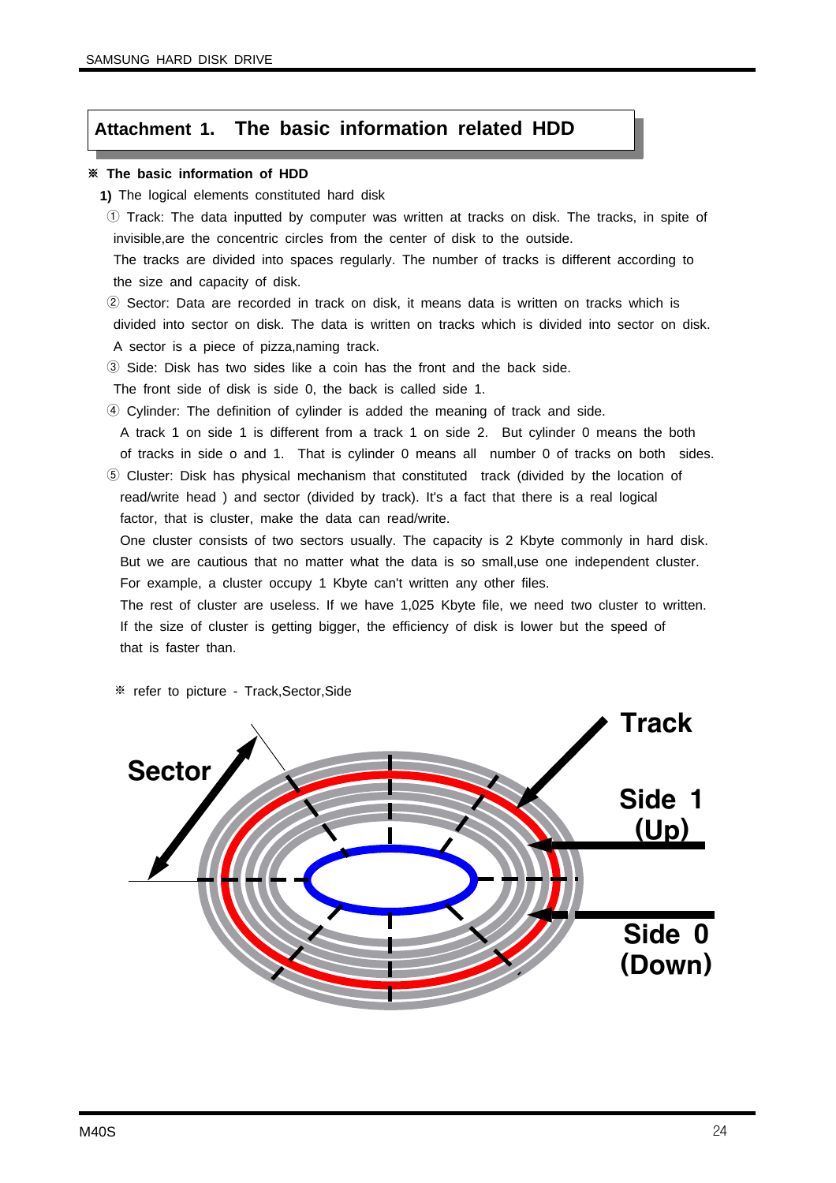## Attachment 1. The basic information related HDD

※ **The basic information of HDD**

**1)** The logical elements constituted hard disk

① Track: The data inputted by computer was written at tracks on disk. The tracks, in spite of invisible,are the concentric circles from the center of disk to the outside.
The tracks are divided into spaces regularly. The number of tracks is different according to the size and capacity of disk.

② Sector: Data are recorded in track on disk, it means data is written on tracks which is divided into sector on disk. The data is written on tracks which is divided into sector on disk. A sector is a piece of pizza,naming track.

③ Side: Disk has two sides like a coin has the front and the back side.
The front side of disk is side 0, the back is called side 1.

④ Cylinder: The definition of cylinder is added the meaning of track and side.
A track 1 on side 1 is different from a track 1 on side 2. But cylinder 0 means the both of tracks in side o and 1. That is cylinder 0 means all number 0 of tracks on both sides.

⑤ Cluster: Disk has physical mechanism that constituted track (divided by the location of read/write head ) and sector (divided by track). It's a fact that there is a real logical factor, that is cluster, make the data can read/write.
One cluster consists of two sectors usually. The capacity is 2 Kbyte commonly in hard disk. But we are cautious that no matter what the data is so small,use one independent cluster. For example, a cluster occupy 1 Kbyte can't written any other files.
The rest of cluster are useless. If we have 1,025 Kbyte file, we need two cluster to written. If the size of cluster is getting bigger, the efficiency of disk is lower but the speed of that is faster than.

※ refer to picture - Track,Sector,Side

Sector

Track

Side 1 (Up)

Side 0 (Down)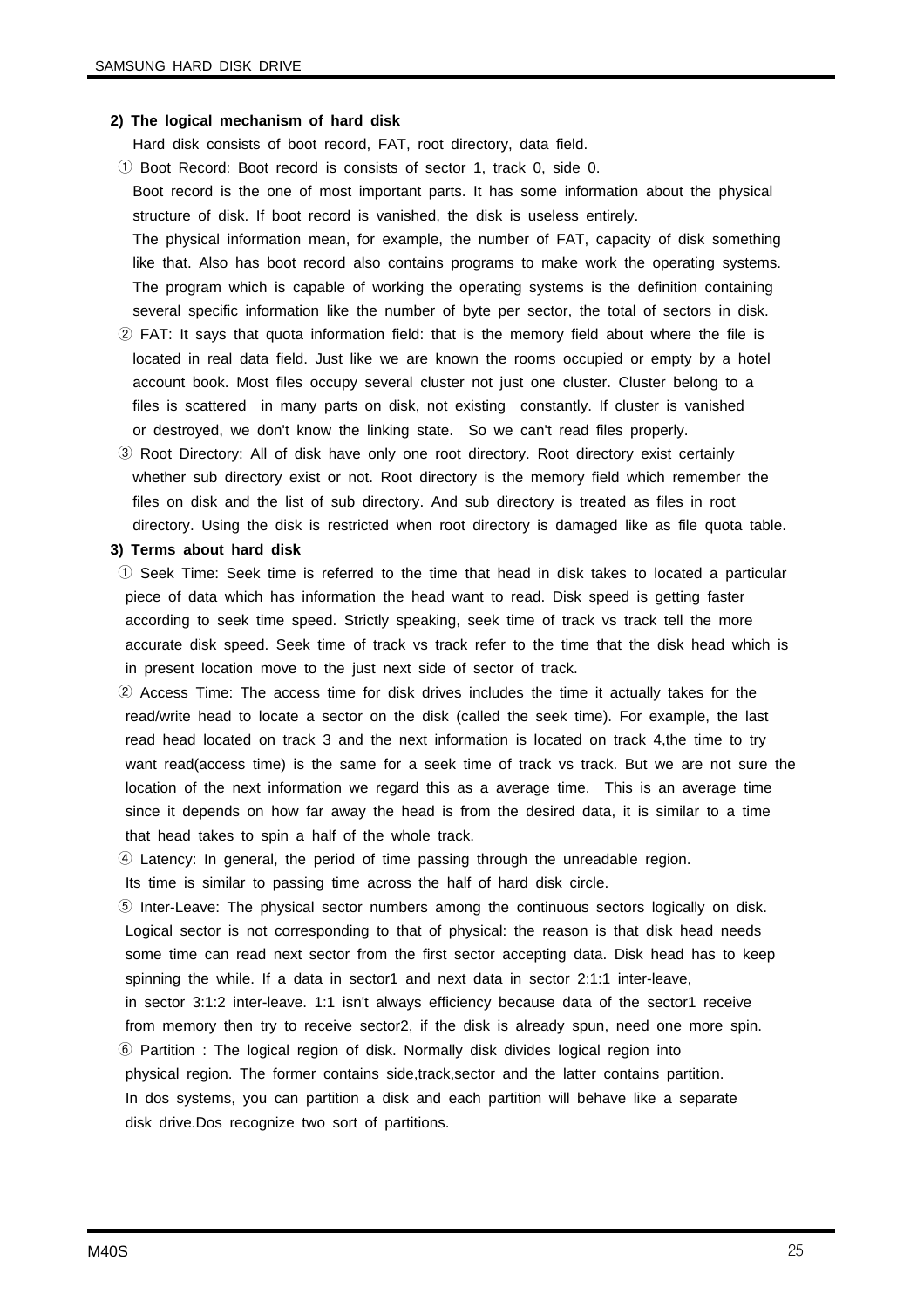**2) The logical mechanism of hard disk**

Hard disk consists of boot record, FAT, root directory, data field.

① Boot Record: Boot record is consists of sector 1, track 0, side 0.
Boot record is the one of most important parts. It has some information about the physical structure of disk. If boot record is vanished, the disk is useless entirely.
The physical information mean, for example, the number of FAT, capacity of disk something like that. Also has boot record also contains programs to make work the operating systems. The program which is capable of working the operating systems is the definition containing several specific information like the number of byte per sector, the total of sectors in disk.

② FAT: It says that quota information field: that is the memory field about where the file is located in real data field. Just like we are known the rooms occupied or empty by a hotel account book. Most files occupy several cluster not just one cluster. Cluster belong to a files is scattered in many parts on disk, not existing constantly. If cluster is vanished or destroyed, we don't know the linking state. So we can't read files properly.

③ Root Directory: All of disk have only one root directory. Root directory exist certainly whether sub directory exist or not. Root directory is the memory field which remember the files on disk and the list of sub directory. And sub directory is treated as files in root directory. Using the disk is restricted when root directory is damaged like as file quota table.

**3) Terms about hard disk**

① Seek Time: Seek time is referred to the time that head in disk takes to located a particular piece of data which has information the head want to read. Disk speed is getting faster according to seek time speed. Strictly speaking, seek time of track vs track tell the more accurate disk speed. Seek time of track vs track refer to the time that the disk head which is in present location move to the just next side of sector of track.

② Access Time: The access time for disk drives includes the time it actually takes for the read/write head to locate a sector on the disk (called the seek time). For example, the last read head located on track 3 and the next information is located on track 4,the time to try want read(access time) is the same for a seek time of track vs track. But we are not sure the location of the next information we regard this as a average time. This is an average time since it depends on how far away the head is from the desired data, it is similar to a time that head takes to spin a half of the whole track.

④ Latency: In general, the period of time passing through the unreadable region.
Its time is similar to passing time across the half of hard disk circle.

⑤ Inter-Leave: The physical sector numbers among the continuous sectors logically on disk. Logical sector is not corresponding to that of physical: the reason is that disk head needs some time can read next sector from the first sector accepting data. Disk head has to keep spinning the while. If a data in sector1 and next data in sector 2:1:1 inter-leave, in sector 3:1:2 inter-leave. 1:1 isn't always efficiency because data of the sector1 receive from memory then try to receive sector2, if the disk is already spun, need one more spin.

⑥ Partition : The logical region of disk. Normally disk divides logical region into physical region. The former contains side,track,sector and the latter contains partition. In dos systems, you can partition a disk and each partition will behave like a separate disk drive.Dos recognize two sort of partitions.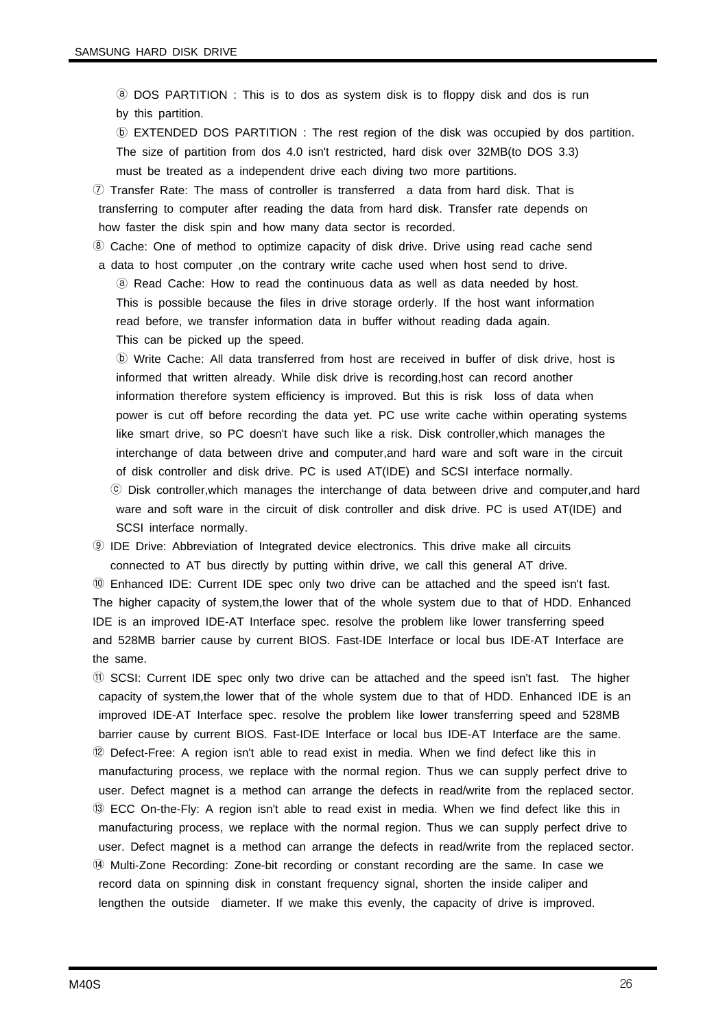ⓐ DOS PARTITION : This is to dos as system disk is to floppy disk and dos is run by this partition.

ⓑ EXTENDED DOS PARTITION : The rest region of the disk was occupied by dos partition. The size of partition from dos 4.0 isn't restricted, hard disk over 32MB(to DOS 3.3) must be treated as a independent drive each diving two more partitions.

⑦ Transfer Rate: The mass of controller is transferred a data from hard disk. That is transferring to computer after reading the data from hard disk. Transfer rate depends on how faster the disk spin and how many data sector is recorded.

⑧ Cache: One of method to optimize capacity of disk drive. Drive using read cache send a data to host computer ,on the contrary write cache used when host send to drive.

ⓐ Read Cache: How to read the continuous data as well as data needed by host. This is possible because the files in drive storage orderly. If the host want information read before, we transfer information data in buffer without reading dada again. This can be picked up the speed.

ⓑ Write Cache: All data transferred from host are received in buffer of disk drive, host is informed that written already. While disk drive is recording,host can record another information therefore system efficiency is improved. But this is risk loss of data when power is cut off before recording the data yet. PC use write cache within operating systems like smart drive, so PC doesn't have such like a risk. Disk controller,which manages the interchange of data between drive and computer,and hard ware and soft ware in the circuit of disk controller and disk drive. PC is used AT(IDE) and SCSI interface normally.

ⓒ Disk controller,which manages the interchange of data between drive and computer,and hard ware and soft ware in the circuit of disk controller and disk drive. PC is used AT(IDE) and SCSI interface normally.

⑨ IDE Drive: Abbreviation of Integrated device electronics. This drive make all circuits connected to AT bus directly by putting within drive, we call this general AT drive.

⑩ Enhanced IDE: Current IDE spec only two drive can be attached and the speed isn't fast. The higher capacity of system,the lower that of the whole system due to that of HDD. Enhanced IDE is an improved IDE-AT Interface spec. resolve the problem like lower transferring speed and 528MB barrier cause by current BIOS. Fast-IDE Interface or local bus IDE-AT Interface are the same.

⑪ SCSI: Current IDE spec only two drive can be attached and the speed isn't fast. The higher capacity of system,the lower that of the whole system due to that of HDD. Enhanced IDE is an improved IDE-AT Interface spec. resolve the problem like lower transferring speed and 528MB barrier cause by current BIOS. Fast-IDE Interface or local bus IDE-AT Interface are the same.

⑫ Defect-Free: A region isn't able to read exist in media. When we find defect like this in manufacturing process, we replace with the normal region. Thus we can supply perfect drive to user. Defect magnet is a method can arrange the defects in read/write from the replaced sector.

⑬ ECC On-the-Fly: A region isn't able to read exist in media. When we find defect like this in manufacturing process, we replace with the normal region. Thus we can supply perfect drive to user. Defect magnet is a method can arrange the defects in read/write from the replaced sector.

⑭ Multi-Zone Recording: Zone-bit recording or constant recording are the same. In case we record data on spinning disk in constant frequency signal, shorten the inside caliper and lengthen the outside diameter. If we make this evenly, the capacity of drive is improved.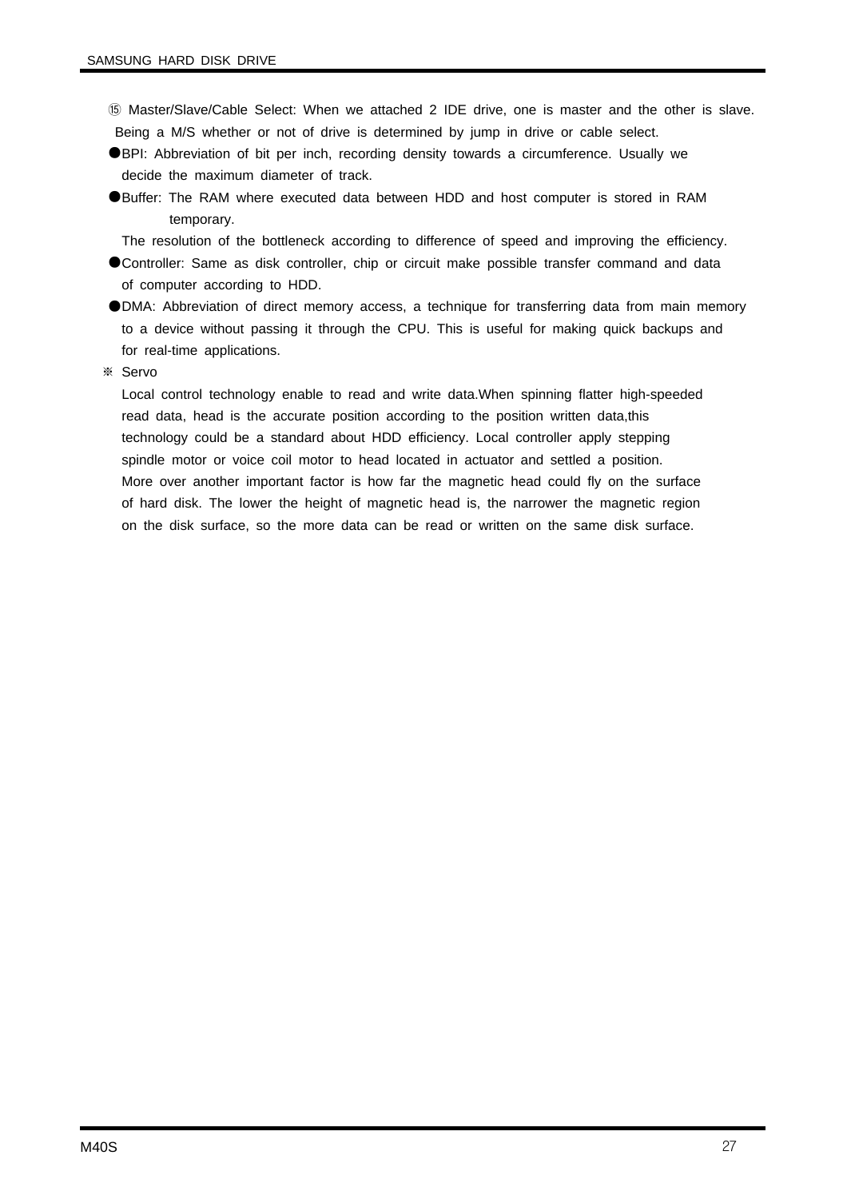⑮ Master/Slave/Cable Select: When we attached 2 IDE drive, one is master and the other is slave. Being a M/S whether or not of drive is determined by jump in drive or cable select.

- BPI: Abbreviation of bit per inch, recording density towards a circumference. Usually we decide the maximum diameter of track.
- Buffer: The RAM where executed data between HDD and host computer is stored in RAM temporary.

  The resolution of the bottleneck according to difference of speed and improving the efficiency.
- Controller: Same as disk controller, chip or circuit make possible transfer command and data of computer according to HDD.
- DMA: Abbreviation of direct memory access, a technique for transferring data from main memory to a device without passing it through the CPU. This is useful for making quick backups and for real-time applications.

※ Servo

Local control technology enable to read and write data.When spinning flatter high-speeded read data, head is the accurate position according to the position written data,this technology could be a standard about HDD efficiency. Local controller apply stepping spindle motor or voice coil motor to head located in actuator and settled a position. More over another important factor is how far the magnetic head could fly on the surface of hard disk. The lower the height of magnetic head is, the narrower the magnetic region on the disk surface, so the more data can be read or written on the same disk surface.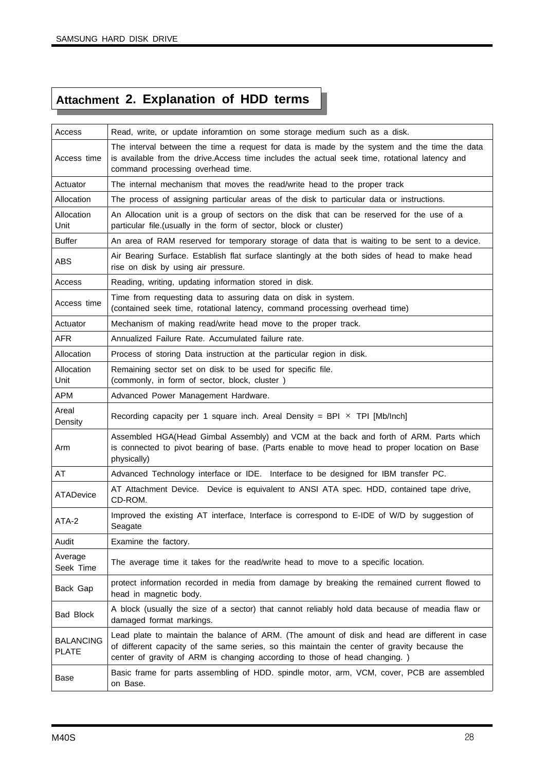# Attachment 2. Explanation of HDD terms

| Term | Explanation |
|---|---|
| Access | Read, write, or update inforamtion on some storage medium such as a disk. |
| Access time | The interval between the time a request for data is made by the system and the time the data is available from the drive.Access time includes the actual seek time, rotational latency and command processing overhead time. |
| Actuator | The internal mechanism that moves the read/write head to the proper track |
| Allocation | The process of assigning particular areas of the disk to particular data or instructions. |
| Allocation Unit | An Allocation unit is a group of sectors on the disk that can be reserved for the use of a particular file.(usually in the form of sector, block or cluster) |
| Buffer | An area of RAM reserved for temporary storage of data that is waiting to be sent to a device. |
| ABS | Air Bearing Surface. Establish flat surface slantingly at the both sides of head to make head rise on disk by using air pressure. |
| Access | Reading, writing, updating information stored in disk. |
| Access time | Time from requesting data to assuring data on disk in system.<br>(contained seek time, rotational latency, command processing overhead time) |
| Actuator | Mechanism of making read/write head move to the proper track. |
| AFR | Annualized Failure Rate. Accumulated failure rate. |
| Allocation | Process of storing Data instruction at the particular region in disk. |
| Allocation Unit | Remaining sector set on disk to be used for specific file.<br>(commonly, in form of sector, block, cluster ) |
| APM | Advanced Power Management Hardware. |
| Areal Density | Recording capacity per 1 square inch. Areal Density = BPI × TPI [Mb/Inch] |
| Arm | Assembled HGA(Head Gimbal Assembly) and VCM at the back and forth of ARM. Parts which is connected to pivot bearing of base. (Parts enable to move head to proper location on Base physically) |
| AT | Advanced Technology interface or IDE. Interface to be designed for IBM transfer PC. |
| ATADevice | AT Attachment Device. Device is equivalent to ANSI ATA spec. HDD, contained tape drive, CD-ROM. |
| ATA-2 | Improved the existing AT interface, Interface is correspond to E-IDE of W/D by suggestion of Seagate |
| Audit | Examine the factory. |
| Average Seek Time | The average time it takes for the read/write head to move to a specific location. |
| Back Gap | protect information recorded in media from damage by breaking the remained current flowed to head in magnetic body. |
| Bad Block | A block (usually the size of a sector) that cannot reliably hold data because of meadia flaw or damaged format markings. |
| BALANCING PLATE | Lead plate to maintain the balance of ARM. (The amount of disk and head are different in case of different capacity of the same series, so this maintain the center of gravity because the center of gravity of ARM is changing according to those of head changing. ) |
| Base | Basic frame for parts assembling of HDD. spindle motor, arm, VCM, cover, PCB are assembled on Base. |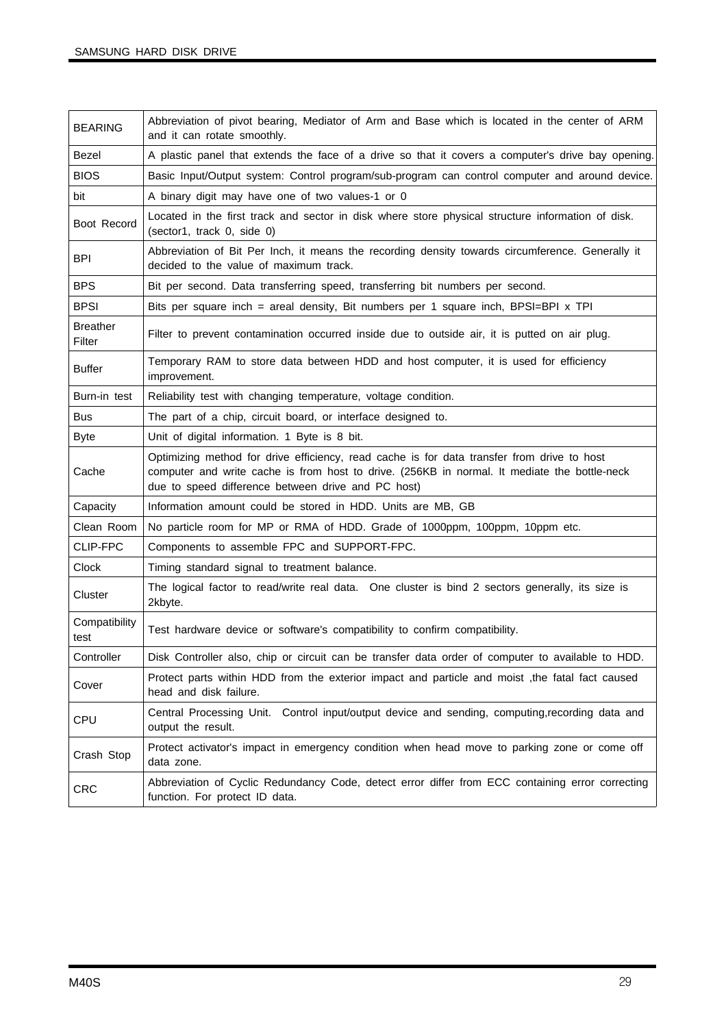| | |
|---|---|
| BEARING | Abbreviation of pivot bearing, Mediator of Arm and Base which is located in the center of ARM and it can rotate smoothly. |
| Bezel | A plastic panel that extends the face of a drive so that it covers a computer's drive bay opening. |
| BIOS | Basic Input/Output system: Control program/sub-program can control computer and around device. |
| bit | A binary digit may have one of two values-1 or 0 |
| Boot Record | Located in the first track and sector in disk where store physical structure information of disk. (sector1, track 0, side 0) |
| BPI | Abbreviation of Bit Per Inch, it means the recording density towards circumference. Generally it decided to the value of maximum track. |
| BPS | Bit per second. Data transferring speed, transferring bit numbers per second. |
| BPSI | Bits per square inch = areal density, Bit numbers per 1 square inch, BPSI=BPI x TPI |
| Breather Filter | Filter to prevent contamination occurred inside due to outside air, it is putted on air plug. |
| Buffer | Temporary RAM to store data between HDD and host computer, it is used for efficiency improvement. |
| Burn-in test | Reliability test with changing temperature, voltage condition. |
| Bus | The part of a chip, circuit board, or interface designed to. |
| Byte | Unit of digital information. 1 Byte is 8 bit. |
| Cache | Optimizing method for drive efficiency, read cache is for data transfer from drive to host computer and write cache is from host to drive. (256KB in normal. It mediate the bottle-neck due to speed difference between drive and PC host) |
| Capacity | Information amount could be stored in HDD. Units are MB, GB |
| Clean Room | No particle room for MP or RMA of HDD. Grade of 1000ppm, 100ppm, 10ppm etc. |
| CLIP-FPC | Components to assemble FPC and SUPPORT-FPC. |
| Clock | Timing standard signal to treatment balance. |
| Cluster | The logical factor to read/write real data. One cluster is bind 2 sectors generally, its size is 2kbyte. |
| Compatibility test | Test hardware device or software's compatibility to confirm compatibility. |
| Controller | Disk Controller also, chip or circuit can be transfer data order of computer to available to HDD. |
| Cover | Protect parts within HDD from the exterior impact and particle and moist ,the fatal fact caused head and disk failure. |
| CPU | Central Processing Unit. Control input/output device and sending, computing,recording data and output the result. |
| Crash Stop | Protect activator's impact in emergency condition when head move to parking zone or come off data zone. |
| CRC | Abbreviation of Cyclic Redundancy Code, detect error differ from ECC containing error correcting function. For protect ID data. |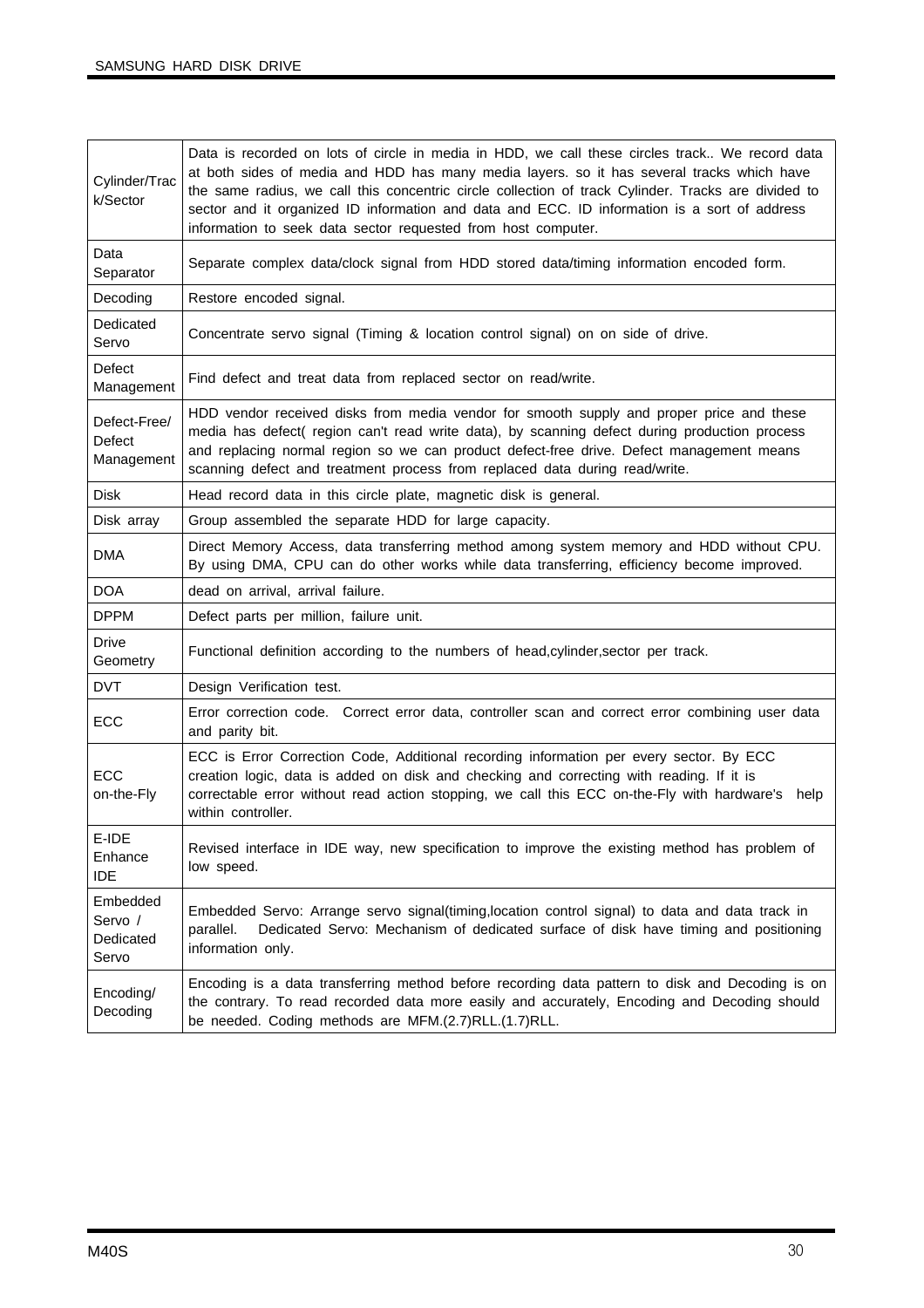| | |
|---|---|
| Cylinder/Track/Sector | Data is recorded on lots of circle in media in HDD, we call these circles track.. We record data at both sides of media and HDD has many media layers. so it has several tracks which have the same radius, we call this concentric circle collection of track Cylinder. Tracks are divided to sector and it organized ID information and data and ECC. ID information is a sort of address information to seek data sector requested from host computer. |
| Data Separator | Separate complex data/clock signal from HDD stored data/timing information encoded form. |
| Decoding | Restore encoded signal. |
| Dedicated Servo | Concentrate servo signal (Timing & location control signal) on on side of drive. |
| Defect Management | Find defect and treat data from replaced sector on read/write. |
| Defect-Free/ Defect Management | HDD vendor received disks from media vendor for smooth supply and proper price and these media has defect( region can't read write data), by scanning defect during production process and replacing normal region so we can product defect-free drive. Defect management means scanning defect and treatment process from replaced data during read/write. |
| Disk | Head record data in this circle plate, magnetic disk is general. |
| Disk array | Group assembled the separate HDD for large capacity. |
| DMA | Direct Memory Access, data transferring method among system memory and HDD without CPU. By using DMA, CPU can do other works while data transferring, efficiency become improved. |
| DOA | dead on arrival, arrival failure. |
| DPPM | Defect parts per million, failure unit. |
| Drive Geometry | Functional definition according to the numbers of head,cylinder,sector per track. |
| DVT | Design Verification test. |
| ECC | Error correction code. Correct error data, controller scan and correct error combining user data and parity bit. |
| ECC on-the-Fly | ECC is Error Correction Code, Additional recording information per every sector. By ECC creation logic, data is added on disk and checking and correcting with reading. If it is correctable error without read action stopping, we call this ECC on-the-Fly with hardware's help within controller. |
| E-IDE Enhance IDE | Revised interface in IDE way, new specification to improve the existing method has problem of low speed. |
| Embedded Servo / Dedicated Servo | Embedded Servo: Arrange servo signal(timing,location control signal) to data and data track in parallel. Dedicated Servo: Mechanism of dedicated surface of disk have timing and positioning information only. |
| Encoding/ Decoding | Encoding is a data transferring method before recording data pattern to disk and Decoding is on the contrary. To read recorded data more easily and accurately, Encoding and Decoding should be needed. Coding methods are MFM.(2.7)RLL.(1.7)RLL. |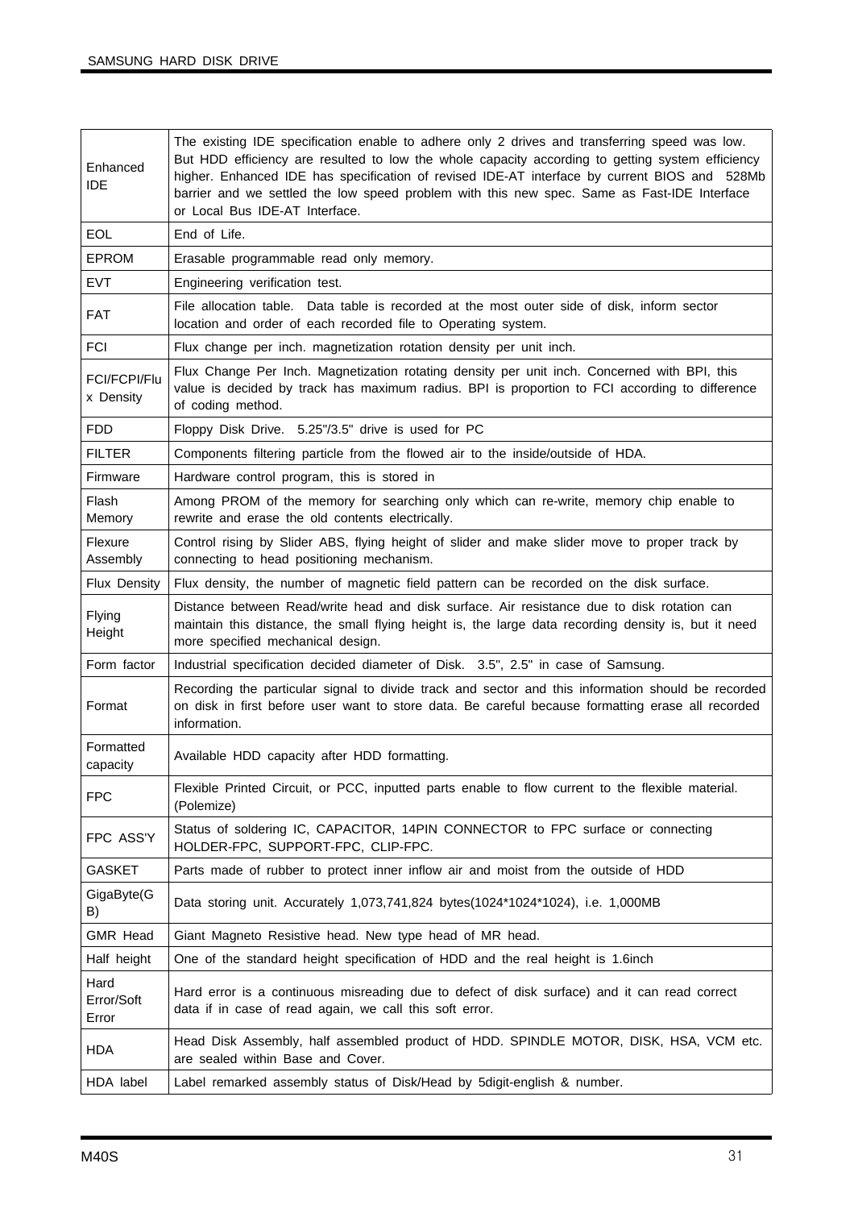| | |
|---|---|
| Enhanced IDE | The existing IDE specification enable to adhere only 2 drives and transferring speed was low. But HDD efficiency are resulted to low the whole capacity according to getting system efficiency higher. Enhanced IDE has specification of revised IDE-AT interface by current BIOS and 528Mb barrier and we settled the low speed problem with this new spec. Same as Fast-IDE Interface or Local Bus IDE-AT Interface. |
| EOL | End of Life. |
| EPROM | Erasable programmable read only memory. |
| EVT | Engineering verification test. |
| FAT | File allocation table. Data table is recorded at the most outer side of disk, inform sector location and order of each recorded file to Operating system. |
| FCI | Flux change per inch. magnetization rotation density per unit inch. |
| FCI/FCPI/Flux Density | Flux Change Per Inch. Magnetization rotating density per unit inch. Concerned with BPI, this value is decided by track has maximum radius. BPI is proportion to FCI according to difference of coding method. |
| FDD | Floppy Disk Drive. 5.25"/3.5" drive is used for PC |
| FILTER | Components filtering particle from the flowed air to the inside/outside of HDA. |
| Firmware | Hardware control program, this is stored in |
| Flash Memory | Among PROM of the memory for searching only which can re-write, memory chip enable to rewrite and erase the old contents electrically. |
| Flexure Assembly | Control rising by Slider ABS, flying height of slider and make slider move to proper track by connecting to head positioning mechanism. |
| Flux Density | Flux density, the number of magnetic field pattern can be recorded on the disk surface. |
| Flying Height | Distance between Read/write head and disk surface. Air resistance due to disk rotation can maintain this distance, the small flying height is, the large data recording density is, but it need more specified mechanical design. |
| Form factor | Industrial specification decided diameter of Disk. 3.5", 2.5" in case of Samsung. |
| Format | Recording the particular signal to divide track and sector and this information should be recorded on disk in first before user want to store data. Be careful because formatting erase all recorded information. |
| Formatted capacity | Available HDD capacity after HDD formatting. |
| FPC | Flexible Printed Circuit, or PCC, inputted parts enable to flow current to the flexible material. (Polemize) |
| FPC ASS'Y | Status of soldering IC, CAPACITOR, 14PIN CONNECTOR to FPC surface or connecting HOLDER-FPC, SUPPORT-FPC, CLIP-FPC. |
| GASKET | Parts made of rubber to protect inner inflow air and moist from the outside of HDD |
| GigaByte(GB) | Data storing unit. Accurately 1,073,741,824 bytes(1024*1024*1024), i.e. 1,000MB |
| GMR Head | Giant Magneto Resistive head. New type head of MR head. |
| Half height | One of the standard height specification of HDD and the real height is 1.6inch |
| Hard Error/Soft Error | Hard error is a continuous misreading due to defect of disk surface) and it can read correct data if in case of read again, we call this soft error. |
| HDA | Head Disk Assembly, half assembled product of HDD. SPINDLE MOTOR, DISK, HSA, VCM etc. are sealed within Base and Cover. |
| HDA label | Label remarked assembly status of Disk/Head by 5digit-english & number. |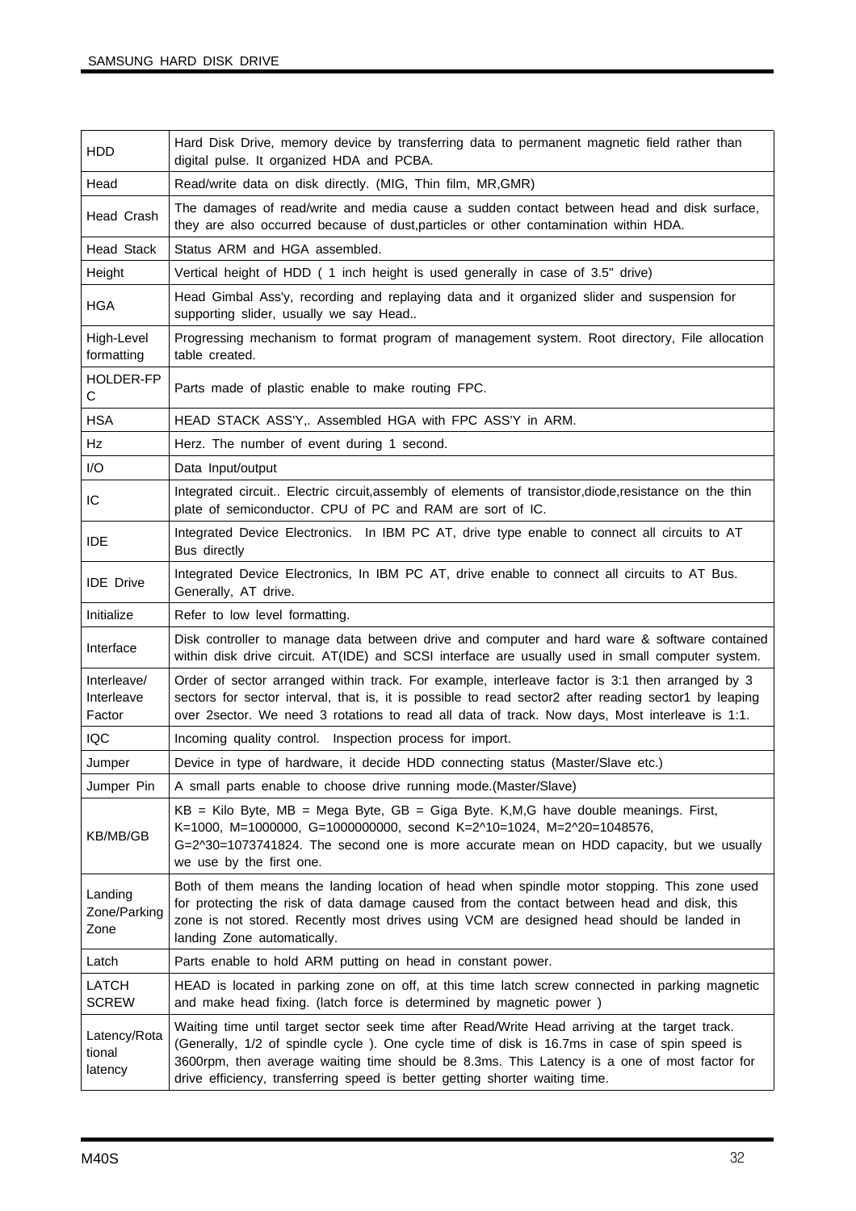| | |
|---|---|
| HDD | Hard Disk Drive, memory device by transferring data to permanent magnetic field rather than digital pulse. It organized HDA and PCBA. |
| Head | Read/write data on disk directly. (MIG, Thin film, MR,GMR) |
| Head Crash | The damages of read/write and media cause a sudden contact between head and disk surface, they are also occurred because of dust,particles or other contamination within HDA. |
| Head Stack | Status ARM and HGA assembled. |
| Height | Vertical height of HDD ( 1 inch height is used generally in case of 3.5" drive) |
| HGA | Head Gimbal Ass'y, recording and replaying data and it organized slider and suspension for supporting slider, usually we say Head.. |
| High-Level formatting | Progressing mechanism to format program of management system. Root directory, File allocation table created. |
| HOLDER-FPC | Parts made of plastic enable to make routing FPC. |
| HSA | HEAD STACK ASS'Y,. Assembled HGA with FPC ASS'Y in ARM. |
| Hz | Herz. The number of event during 1 second. |
| I/O | Data Input/output |
| IC | Integrated circuit.. Electric circuit,assembly of elements of transistor,diode,resistance on the thin plate of semiconductor. CPU of PC and RAM are sort of IC. |
| IDE | Integrated Device Electronics. In IBM PC AT, drive type enable to connect all circuits to AT Bus directly |
| IDE Drive | Integrated Device Electronics, In IBM PC AT, drive enable to connect all circuits to AT Bus. Generally, AT drive. |
| Initialize | Refer to low level formatting. |
| Interface | Disk controller to manage data between drive and computer and hard ware & software contained within disk drive circuit. AT(IDE) and SCSI interface are usually used in small computer system. |
| Interleave/ Interleave Factor | Order of sector arranged within track. For example, interleave factor is 3:1 then arranged by 3 sectors for sector interval, that is, it is possible to read sector2 after reading sector1 by leaping over 2sector. We need 3 rotations to read all data of track. Now days, Most interleave is 1:1. |
| IQC | Incoming quality control. Inspection process for import. |
| Jumper | Device in type of hardware, it decide HDD connecting status (Master/Slave etc.) |
| Jumper Pin | A small parts enable to choose drive running mode.(Master/Slave) |
| KB/MB/GB | KB = Kilo Byte, MB = Mega Byte, GB = Giga Byte. K,M,G have double meanings. First, K=1000, M=1000000, G=1000000000, second K=2^10=1024, M=2^20=1048576, G=2^30=1073741824. The second one is more accurate mean on HDD capacity, but we usually we use by the first one. |
| Landing Zone/Parking Zone | Both of them means the landing location of head when spindle motor stopping. This zone used for protecting the risk of data damage caused from the contact between head and disk, this zone is not stored. Recently most drives using VCM are designed head should be landed in landing Zone automatically. |
| Latch | Parts enable to hold ARM putting on head in constant power. |
| LATCH SCREW | HEAD is located in parking zone on off, at this time latch screw connected in parking magnetic and make head fixing. (latch force is determined by magnetic power ) |
| Latency/Rotational latency | Waiting time until target sector seek time after Read/Write Head arriving at the target track. (Generally, 1/2 of spindle cycle ). One cycle time of disk is 16.7ms in case of spin speed is 3600rpm, then average waiting time should be 8.3ms. This Latency is a one of most factor for drive efficiency, transferring speed is better getting shorter waiting time. |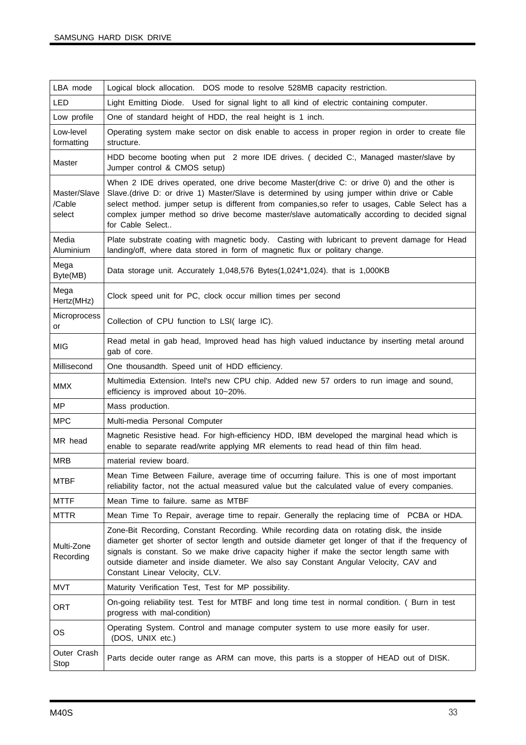| | |
|---|---|
| LBA mode | Logical block allocation. DOS mode to resolve 528MB capacity restriction. |
| LED | Light Emitting Diode. Used for signal light to all kind of electric containing computer. |
| Low profile | One of standard height of HDD, the real height is 1 inch. |
| Low-level formatting | Operating system make sector on disk enable to access in proper region in order to create file structure. |
| Master | HDD become booting when put 2 more IDE drives. ( decided C:, Managed master/slave by Jumper control & CMOS setup) |
| Master/Slave /Cable select | When 2 IDE drives operated, one drive become Master(drive C: or drive 0) and the other is Slave.(drive D: or drive 1) Master/Slave is determined by using jumper within drive or Cable select method. jumper setup is different from companies,so refer to usages, Cable Select has a complex jumper method so drive become master/slave automatically according to decided signal for Cable Select.. |
| Media Aluminium | Plate substrate coating with magnetic body. Casting with lubricant to prevent damage for Head landing/off, where data stored in form of magnetic flux or politary change. |
| Mega Byte(MB) | Data storage unit. Accurately 1,048,576 Bytes(1,024*1,024). that is 1,000KB |
| Mega Hertz(MHz) | Clock speed unit for PC, clock occur million times per second |
| Microprocessor | Collection of CPU function to LSI( large IC). |
| MIG | Read metal in gab head, Improved head has high valued inductance by inserting metal around gab of core. |
| Millisecond | One thousandth. Speed unit of HDD efficiency. |
| MMX | Multimedia Extension. Intel's new CPU chip. Added new 57 orders to run image and sound, efficiency is improved about 10~20%. |
| MP | Mass production. |
| MPC | Multi-media Personal Computer |
| MR head | Magnetic Resistive head. For high-efficiency HDD, IBM developed the marginal head which is enable to separate read/write applying MR elements to read head of thin film head. |
| MRB | material review board. |
| MTBF | Mean Time Between Failure, average time of occurring failure. This is one of most important reliability factor, not the actual measured value but the calculated value of every companies. |
| MTTF | Mean Time to failure. same as MTBF |
| MTTR | Mean Time To Repair, average time to repair. Generally the replacing time of PCBA or HDA. |
| Multi-Zone Recording | Zone-Bit Recording, Constant Recording. While recording data on rotating disk, the inside diameter get shorter of sector length and outside diameter get longer of that if the frequency of signals is constant. So we make drive capacity higher if make the sector length same with outside diameter and inside diameter. We also say Constant Angular Velocity, CAV and Constant Linear Velocity, CLV. |
| MVT | Maturity Verification Test, Test for MP possibility. |
| ORT | On-going reliability test. Test for MTBF and long time test in normal condition. ( Burn in test progress with mal-condition) |
| OS | Operating System. Control and manage computer system to use more easily for user. (DOS, UNIX etc.) |
| Outer Crash Stop | Parts decide outer range as ARM can move, this parts is a stopper of HEAD out of DISK. |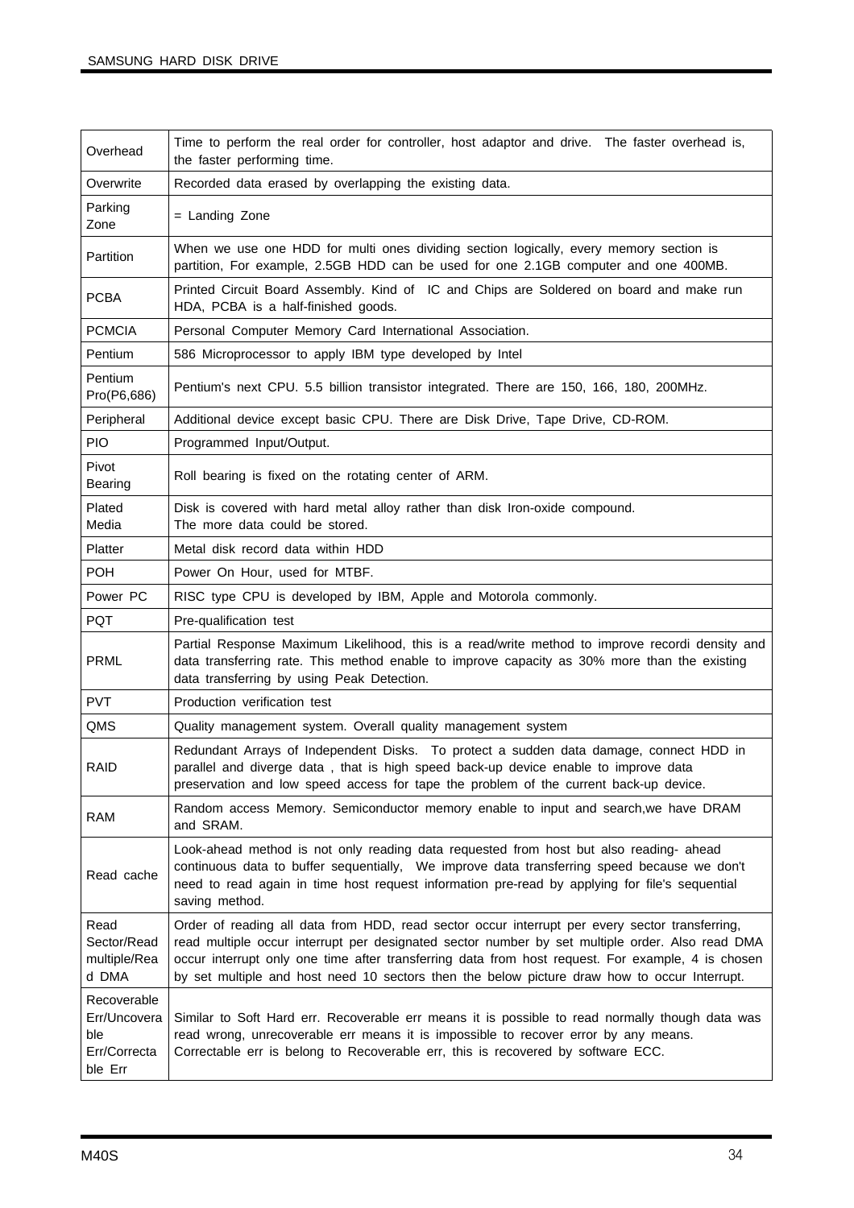| | |
|---|---|
| Overhead | Time to perform the real order for controller, host adaptor and drive. The faster overhead is, the faster performing time. |
| Overwrite | Recorded data erased by overlapping the existing data. |
| Parking Zone | = Landing Zone |
| Partition | When we use one HDD for multi ones dividing section logically, every memory section is partition, For example, 2.5GB HDD can be used for one 2.1GB computer and one 400MB. |
| PCBA | Printed Circuit Board Assembly. Kind of IC and Chips are Soldered on board and make run HDA, PCBA is a half-finished goods. |
| PCMCIA | Personal Computer Memory Card International Association. |
| Pentium | 586 Microprocessor to apply IBM type developed by Intel |
| Pentium Pro(P6,686) | Pentium's next CPU. 5.5 billion transistor integrated. There are 150, 166, 180, 200MHz. |
| Peripheral | Additional device except basic CPU. There are Disk Drive, Tape Drive, CD-ROM. |
| PIO | Programmed Input/Output. |
| Pivot Bearing | Roll bearing is fixed on the rotating center of ARM. |
| Plated Media | Disk is covered with hard metal alloy rather than disk Iron-oxide compound. The more data could be stored. |
| Platter | Metal disk record data within HDD |
| POH | Power On Hour, used for MTBF. |
| Power PC | RISC type CPU is developed by IBM, Apple and Motorola commonly. |
| PQT | Pre-qualification test |
| PRML | Partial Response Maximum Likelihood, this is a read/write method to improve recordi density and data transferring rate. This method enable to improve capacity as 30% more than the existing data transferring by using Peak Detection. |
| PVT | Production verification test |
| QMS | Quality management system. Overall quality management system |
| RAID | Redundant Arrays of Independent Disks. To protect a sudden data damage, connect HDD in parallel and diverge data , that is high speed back-up device enable to improve data preservation and low speed access for tape the problem of the current back-up device. |
| RAM | Random access Memory. Semiconductor memory enable to input and search,we have DRAM and SRAM. |
| Read cache | Look-ahead method is not only reading data requested from host but also reading- ahead continuous data to buffer sequentially, We improve data transferring speed because we don't need to read again in time host request information pre-read by applying for file's sequential saving method. |
| Read Sector/Read multiple/Read DMA | Order of reading all data from HDD, read sector occur interrupt per every sector transferring, read multiple occur interrupt per designated sector number by set multiple order. Also read DMA occur interrupt only one time after transferring data from host request. For example, 4 is chosen by set multiple and host need 10 sectors then the below picture draw how to occur Interrupt. |
| Recoverable Err/Uncoverable Err/Correctable Err | Similar to Soft Hard err. Recoverable err means it is possible to read normally though data was read wrong, unrecoverable err means it is impossible to recover error by any means. Correctable err is belong to Recoverable err, this is recovered by software ECC. |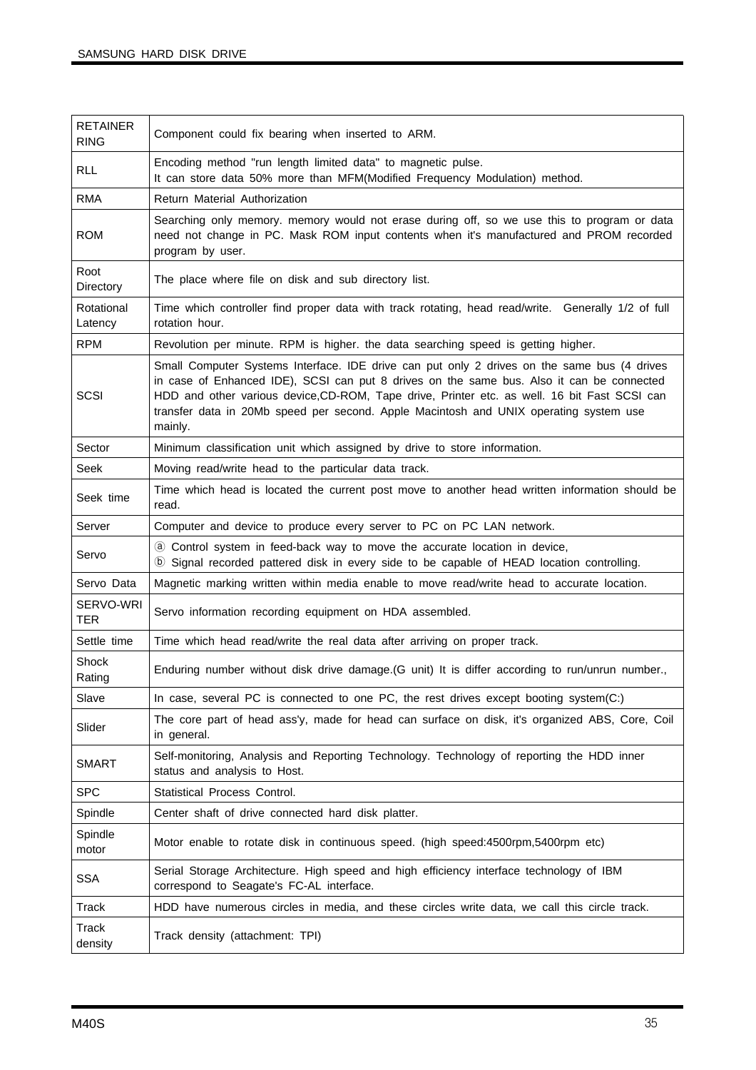| | |
|---|---|
| RETAINER RING | Component could fix bearing when inserted to ARM. |
| RLL | Encoding method "run length limited data" to magnetic pulse.<br>It can store data 50% more than MFM(Modified Frequency Modulation) method. |
| RMA | Return Material Authorization |
| ROM | Searching only memory. memory would not erase during off, so we use this to program or data need not change in PC. Mask ROM input contents when it's manufactured and PROM recorded program by user. |
| Root Directory | The place where file on disk and sub directory list. |
| Rotational Latency | Time which controller find proper data with track rotating, head read/write. Generally 1/2 of full rotation hour. |
| RPM | Revolution per minute. RPM is higher. the data searching speed is getting higher. |
| SCSI | Small Computer Systems Interface. IDE drive can put only 2 drives on the same bus (4 drives in case of Enhanced IDE), SCSI can put 8 drives on the same bus. Also it can be connected HDD and other various device,CD-ROM, Tape drive, Printer etc. as well. 16 bit Fast SCSI can transfer data in 20Mb speed per second. Apple Macintosh and UNIX operating system use mainly. |
| Sector | Minimum classification unit which assigned by drive to store information. |
| Seek | Moving read/write head to the particular data track. |
| Seek time | Time which head is located the current post move to another head written information should be read. |
| Server | Computer and device to produce every server to PC on PC LAN network. |
| Servo | ⓐ Control system in feed-back way to move the accurate location in device,<br>ⓑ Signal recorded pattered disk in every side to be capable of HEAD location controlling. |
| Servo Data | Magnetic marking written within media enable to move read/write head to accurate location. |
| SERVO-WRITER | Servo information recording equipment on HDA assembled. |
| Settle time | Time which head read/write the real data after arriving on proper track. |
| Shock Rating | Enduring number without disk drive damage.(G unit) It is differ according to run/unrun number., |
| Slave | In case, several PC is connected to one PC, the rest drives except booting system(C:) |
| Slider | The core part of head ass'y, made for head can surface on disk, it's organized ABS, Core, Coil in general. |
| SMART | Self-monitoring, Analysis and Reporting Technology. Technology of reporting the HDD inner status and analysis to Host. |
| SPC | Statistical Process Control. |
| Spindle | Center shaft of drive connected hard disk platter. |
| Spindle motor | Motor enable to rotate disk in continuous speed. (high speed:4500rpm,5400rpm etc) |
| SSA | Serial Storage Architecture. High speed and high efficiency interface technology of IBM correspond to Seagate's FC-AL interface. |
| Track | HDD have numerous circles in media, and these circles write data, we call this circle track. |
| Track density | Track density (attachment: TPI) |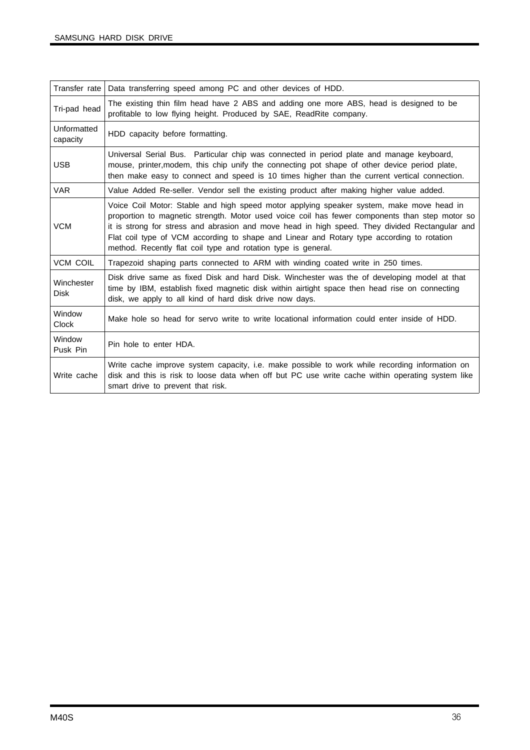| | |
|---|---|
| Transfer rate | Data transferring speed among PC and other devices of HDD. |
| Tri-pad head | The existing thin film head have 2 ABS and adding one more ABS, head is designed to be profitable to low flying height. Produced by SAE, ReadRite company. |
| Unformatted capacity | HDD capacity before formatting. |
| USB | Universal Serial Bus. Particular chip was connected in period plate and manage keyboard, mouse, printer,modem, this chip unify the connecting pot shape of other device period plate, then make easy to connect and speed is 10 times higher than the current vertical connection. |
| VAR | Value Added Re-seller. Vendor sell the existing product after making higher value added. |
| VCM | Voice Coil Motor: Stable and high speed motor applying speaker system, make move head in proportion to magnetic strength. Motor used voice coil has fewer components than step motor so it is strong for stress and abrasion and move head in high speed. They divided Rectangular and Flat coil type of VCM according to shape and Linear and Rotary type according to rotation method. Recently flat coil type and rotation type is general. |
| VCM COIL | Trapezoid shaping parts connected to ARM with winding coated write in 250 times. |
| Winchester Disk | Disk drive same as fixed Disk and hard Disk. Winchester was the of developing model at that time by IBM, establish fixed magnetic disk within airtight space then head rise on connecting disk, we apply to all kind of hard disk drive now days. |
| Window Clock | Make hole so head for servo write to write locational information could enter inside of HDD. |
| Window Pusk Pin | Pin hole to enter HDA. |
| Write cache | Write cache improve system capacity, i.e. make possible to work while recording information on disk and this is risk to loose data when off but PC use write cache within operating system like smart drive to prevent that risk. |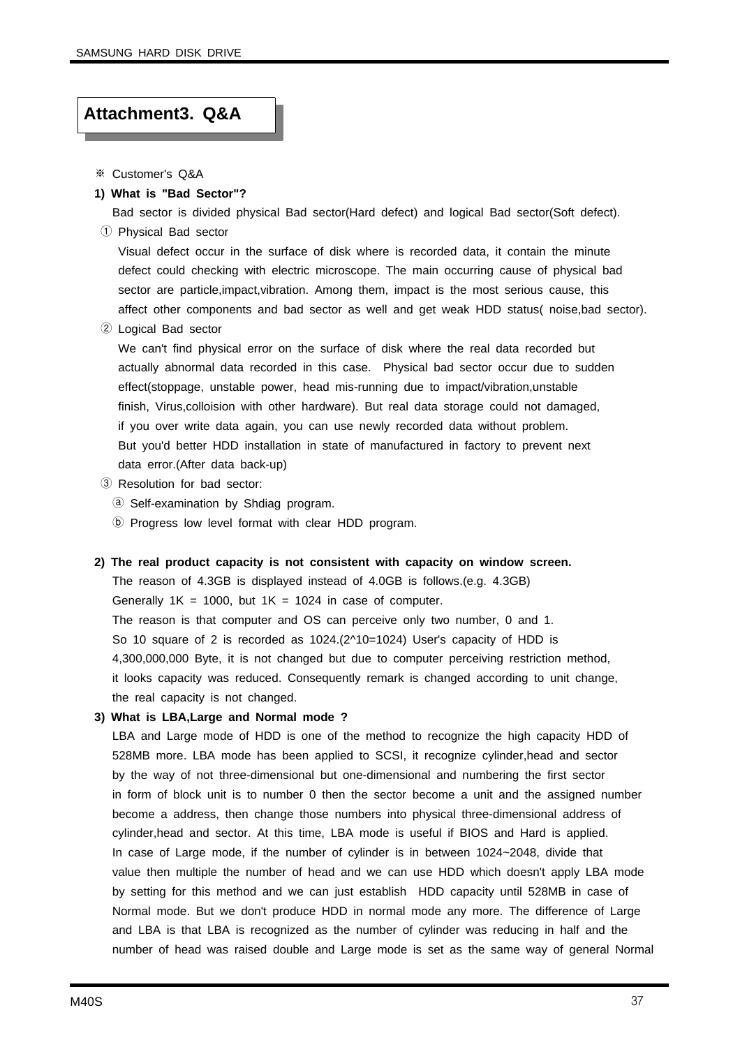# Attachment3. Q&A

※ Customer's Q&A

**1) What is "Bad Sector"?**

Bad sector is divided physical Bad sector(Hard defect) and logical Bad sector(Soft defect).

① Physical Bad sector

Visual defect occur in the surface of disk where is recorded data, it contain the minute defect could checking with electric microscope. The main occurring cause of physical bad sector are particle,impact,vibration. Among them, impact is the most serious cause, this affect other components and bad sector as well and get weak HDD status( noise,bad sector).

② Logical Bad sector

We can't find physical error on the surface of disk where the real data recorded but actually abnormal data recorded in this case. Physical bad sector occur due to sudden effect(stoppage, unstable power, head mis-running due to impact/vibration,unstable finish, Virus,colloision with other hardware). But real data storage could not damaged, if you over write data again, you can use newly recorded data without problem. But you'd better HDD installation in state of manufactured in factory to prevent next data error.(After data back-up)

③ Resolution for bad sector:

ⓐ Self-examination by Shdiag program.

ⓑ Progress low level format with clear HDD program.

**2) The real product capacity is not consistent with capacity on window screen.**

The reason of 4.3GB is displayed instead of 4.0GB is follows.(e.g. 4.3GB)
Generally 1K = 1000, but 1K = 1024 in case of computer.
The reason is that computer and OS can perceive only two number, 0 and 1.
So 10 square of 2 is recorded as 1024.(2^10=1024) User's capacity of HDD is 4,300,000,000 Byte, it is not changed but due to computer perceiving restriction method, it looks capacity was reduced. Consequently remark is changed according to unit change, the real capacity is not changed.

**3) What is LBA,Large and Normal mode ?**

LBA and Large mode of HDD is one of the method to recognize the high capacity HDD of 528MB more. LBA mode has been applied to SCSI, it recognize cylinder,head and sector by the way of not three-dimensional but one-dimensional and numbering the first sector in form of block unit is to number 0 then the sector become a unit and the assigned number become a address, then change those numbers into physical three-dimensional address of cylinder,head and sector. At this time, LBA mode is useful if BIOS and Hard is applied. In case of Large mode, if the number of cylinder is in between 1024~2048, divide that value then multiple the number of head and we can use HDD which doesn't apply LBA mode by setting for this method and we can just establish HDD capacity until 528MB in case of Normal mode. But we don't produce HDD in normal mode any more. The difference of Large and LBA is that LBA is recognized as the number of cylinder was reducing in half and the number of head was raised double and Large mode is set as the same way of general Normal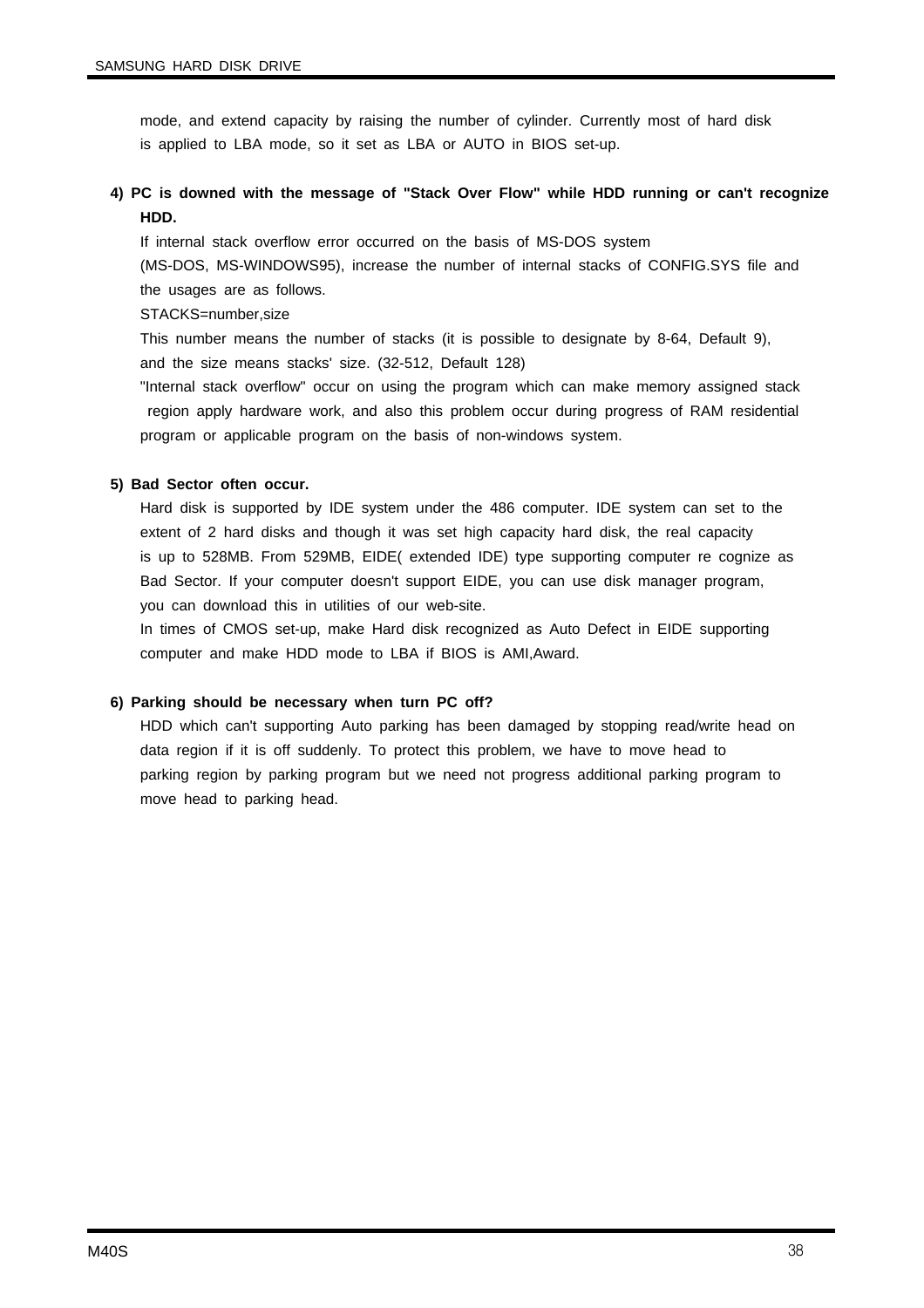mode, and extend capacity by raising the number of cylinder. Currently most of hard disk is applied to LBA mode, so it set as LBA or AUTO in BIOS set-up.

**4) PC is downed with the message of "Stack Over Flow" while HDD running or can't recognize HDD.**

If internal stack overflow error occurred on the basis of MS-DOS system (MS-DOS, MS-WINDOWS95), increase the number of internal stacks of CONFIG.SYS file and the usages are as follows.

STACKS=number,size

This number means the number of stacks (it is possible to designate by 8-64, Default 9), and the size means stacks' size. (32-512, Default 128)

"Internal stack overflow" occur on using the program which can make memory assigned stack region apply hardware work, and also this problem occur during progress of RAM residential program or applicable program on the basis of non-windows system.

**5) Bad Sector often occur.**

Hard disk is supported by IDE system under the 486 computer. IDE system can set to the extent of 2 hard disks and though it was set high capacity hard disk, the real capacity is up to 528MB. From 529MB, EIDE( extended IDE) type supporting computer re cognize as Bad Sector. If your computer doesn't support EIDE, you can use disk manager program, you can download this in utilities of our web-site.

In times of CMOS set-up, make Hard disk recognized as Auto Defect in EIDE supporting computer and make HDD mode to LBA if BIOS is AMI,Award.

**6) Parking should be necessary when turn PC off?**

HDD which can't supporting Auto parking has been damaged by stopping read/write head on data region if it is off suddenly. To protect this problem, we have to move head to parking region by parking program but we need not progress additional parking program to move head to parking head.